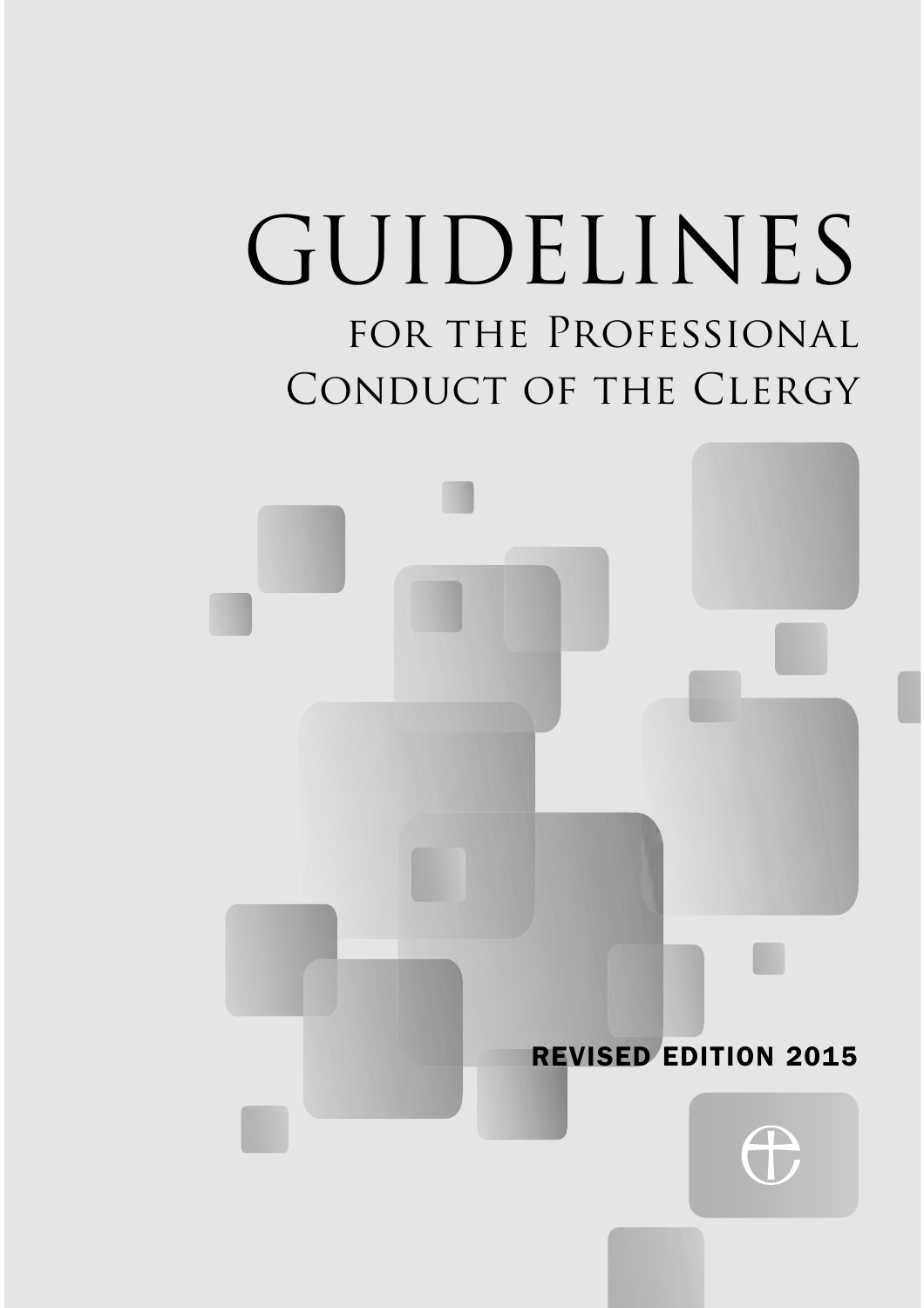# GUIDELINES

## for the Professional Conduct of the Clergy

**REVISED EDITION 2015**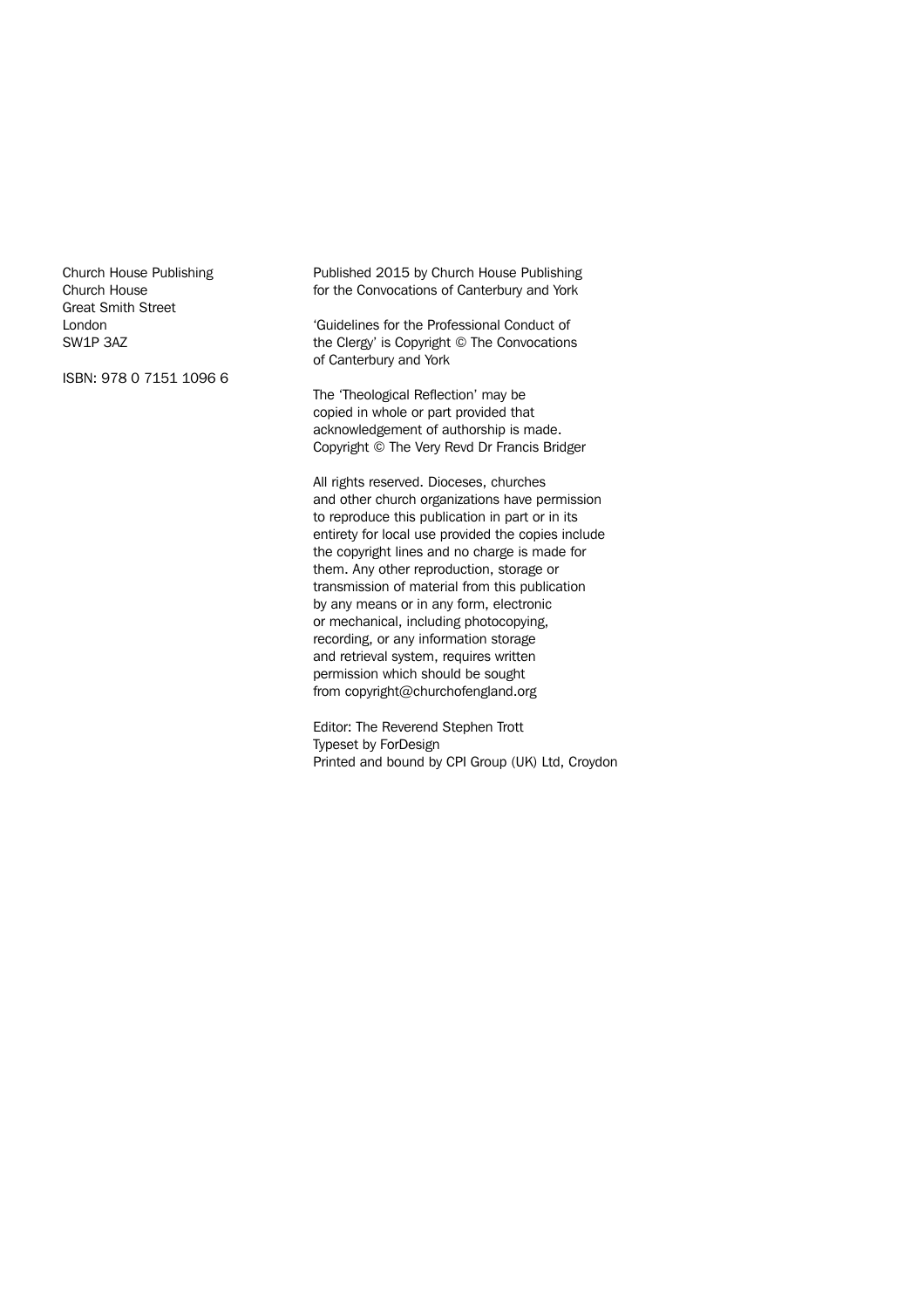Church House Publishing
Church House
Great Smith Street
London
SW1P 3AZ

ISBN: 978 0 7151 1096 6

Published 2015 by Church House Publishing
for the Convocations of Canterbury and York

'Guidelines for the Professional Conduct of
the Clergy' is Copyright © The Convocations
of Canterbury and York

The 'Theological Reflection' may be
copied in whole or part provided that
acknowledgement of authorship is made.
Copyright © The Very Revd Dr Francis Bridger

All rights reserved. Dioceses, churches
and other church organizations have permission
to reproduce this publication in part or in its
entirety for local use provided the copies include
the copyright lines and no charge is made for
them. Any other reproduction, storage or
transmission of material from this publication
by any means or in any form, electronic
or mechanical, including photocopying,
recording, or any information storage
and retrieval system, requires written
permission which should be sought
from copyright@churchofengland.org

Editor: The Reverend Stephen Trott
Typeset by ForDesign
Printed and bound by CPI Group (UK) Ltd, Croydon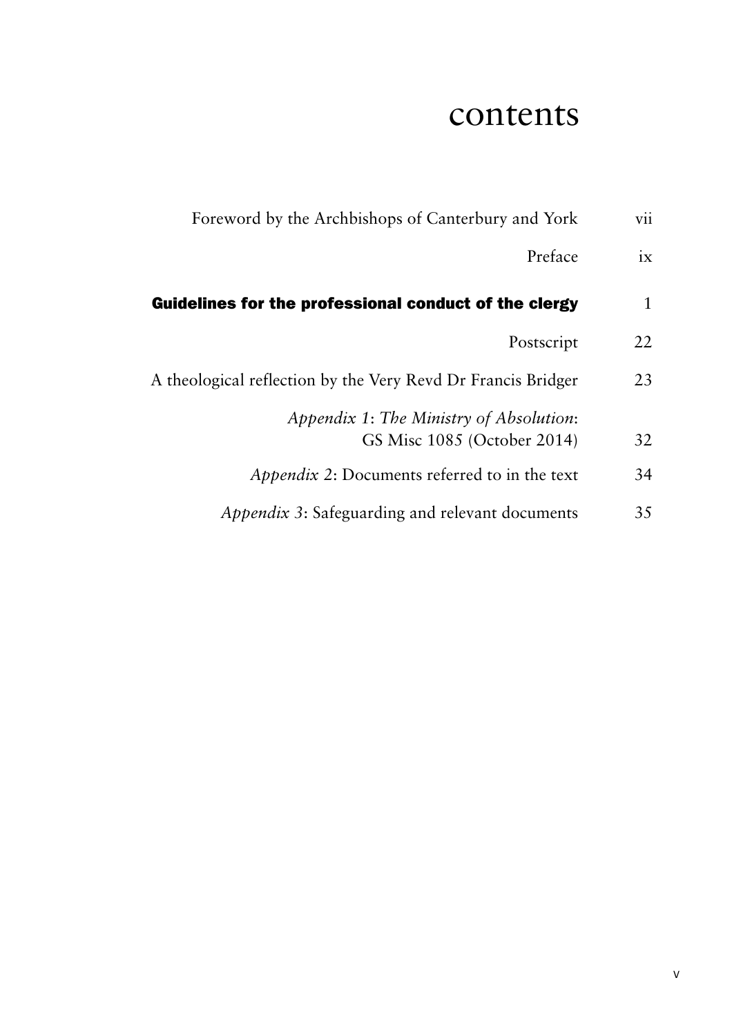# contents

| | |
|---|---|
| Foreword by the Archbishops of Canterbury and York | vii |
| Preface | ix |
| **Guidelines for the professional conduct of the clergy** | 1 |
| Postscript | 22 |
| A theological reflection by the Very Revd Dr Francis Bridger | 23 |
| *Appendix 1*: *The Ministry of Absolution*: GS Misc 1085 (October 2014) | 32 |
| *Appendix 2*: Documents referred to in the text | 34 |
| *Appendix 3*: Safeguarding and relevant documents | 35 |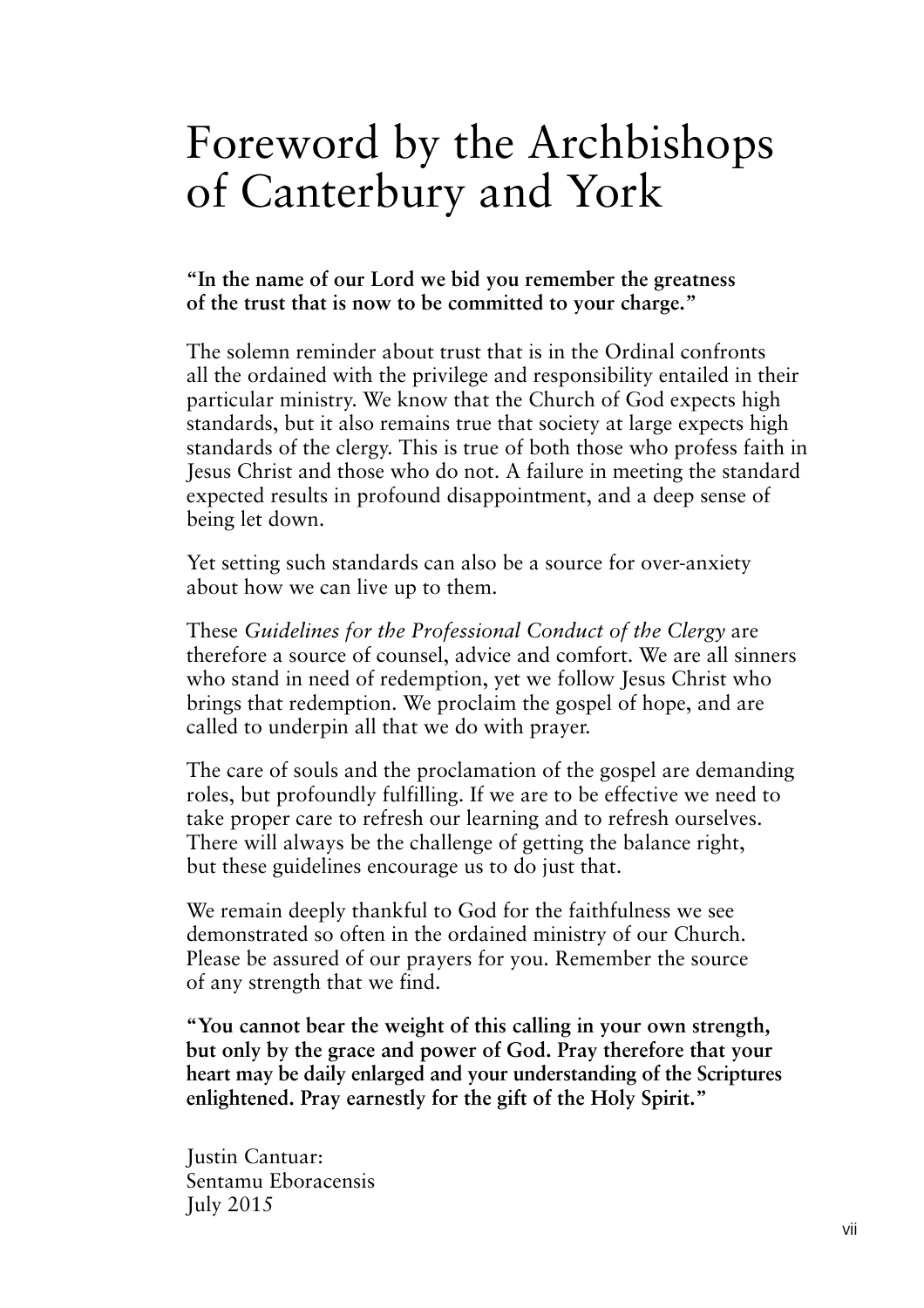# Foreword by the Archbishops of Canterbury and York

**"In the name of our Lord we bid you remember the greatness of the trust that is now to be committed to your charge."**

The solemn reminder about trust that is in the Ordinal confronts all the ordained with the privilege and responsibility entailed in their particular ministry. We know that the Church of God expects high standards, but it also remains true that society at large expects high standards of the clergy. This is true of both those who profess faith in Jesus Christ and those who do not. A failure in meeting the standard expected results in profound disappointment, and a deep sense of being let down.

Yet setting such standards can also be a source for over-anxiety about how we can live up to them.

These *Guidelines for the Professional Conduct of the Clergy* are therefore a source of counsel, advice and comfort. We are all sinners who stand in need of redemption, yet we follow Jesus Christ who brings that redemption. We proclaim the gospel of hope, and are called to underpin all that we do with prayer.

The care of souls and the proclamation of the gospel are demanding roles, but profoundly fulfilling. If we are to be effective we need to take proper care to refresh our learning and to refresh ourselves. There will always be the challenge of getting the balance right, but these guidelines encourage us to do just that.

We remain deeply thankful to God for the faithfulness we see demonstrated so often in the ordained ministry of our Church. Please be assured of our prayers for you. Remember the source of any strength that we find.

**"You cannot bear the weight of this calling in your own strength, but only by the grace and power of God. Pray therefore that your heart may be daily enlarged and your understanding of the Scriptures enlightened. Pray earnestly for the gift of the Holy Spirit."**

Justin Cantuar:
Sentamu Eboracensis
July 2015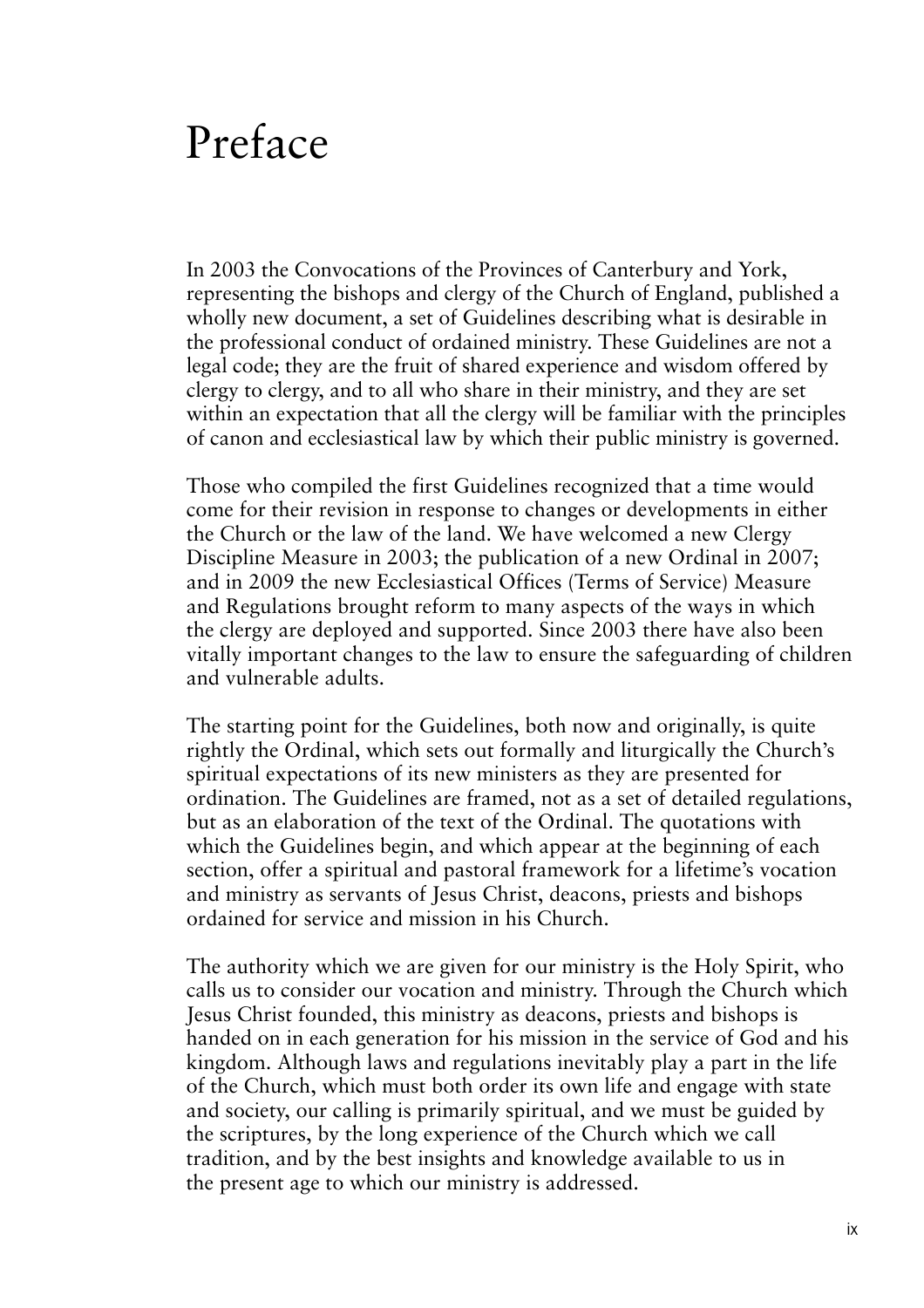# Preface

In 2003 the Convocations of the Provinces of Canterbury and York, representing the bishops and clergy of the Church of England, published a wholly new document, a set of Guidelines describing what is desirable in the professional conduct of ordained ministry. These Guidelines are not a legal code; they are the fruit of shared experience and wisdom offered by clergy to clergy, and to all who share in their ministry, and they are set within an expectation that all the clergy will be familiar with the principles of canon and ecclesiastical law by which their public ministry is governed.

Those who compiled the first Guidelines recognized that a time would come for their revision in response to changes or developments in either the Church or the law of the land. We have welcomed a new Clergy Discipline Measure in 2003; the publication of a new Ordinal in 2007; and in 2009 the new Ecclesiastical Offices (Terms of Service) Measure and Regulations brought reform to many aspects of the ways in which the clergy are deployed and supported. Since 2003 there have also been vitally important changes to the law to ensure the safeguarding of children and vulnerable adults.

The starting point for the Guidelines, both now and originally, is quite rightly the Ordinal, which sets out formally and liturgically the Church's spiritual expectations of its new ministers as they are presented for ordination. The Guidelines are framed, not as a set of detailed regulations, but as an elaboration of the text of the Ordinal. The quotations with which the Guidelines begin, and which appear at the beginning of each section, offer a spiritual and pastoral framework for a lifetime's vocation and ministry as servants of Jesus Christ, deacons, priests and bishops ordained for service and mission in his Church.

The authority which we are given for our ministry is the Holy Spirit, who calls us to consider our vocation and ministry. Through the Church which Jesus Christ founded, this ministry as deacons, priests and bishops is handed on in each generation for his mission in the service of God and his kingdom. Although laws and regulations inevitably play a part in the life of the Church, which must both order its own life and engage with state and society, our calling is primarily spiritual, and we must be guided by the scriptures, by the long experience of the Church which we call tradition, and by the best insights and knowledge available to us in the present age to which our ministry is addressed.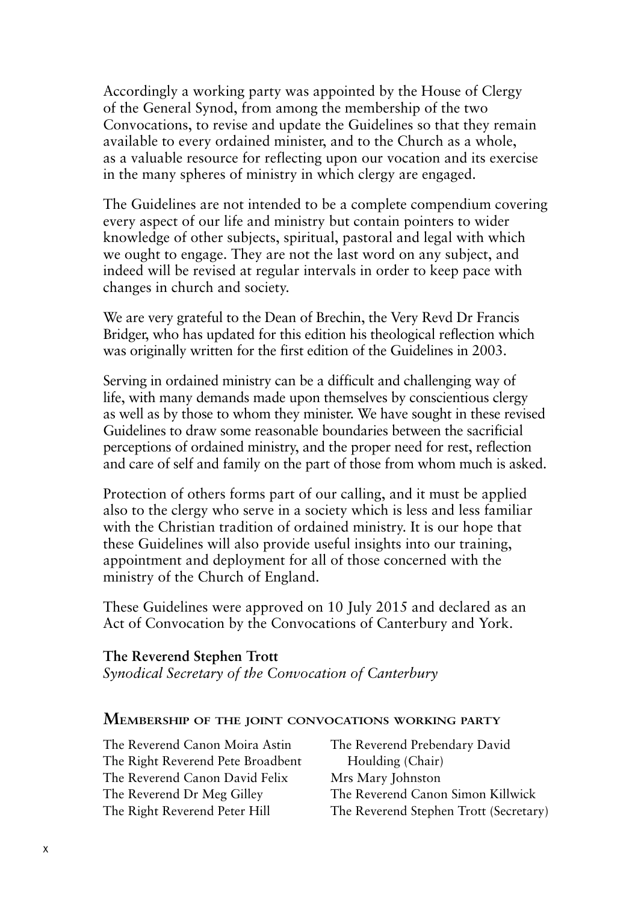Accordingly a working party was appointed by the House of Clergy of the General Synod, from among the membership of the two Convocations, to revise and update the Guidelines so that they remain available to every ordained minister, and to the Church as a whole, as a valuable resource for reflecting upon our vocation and its exercise in the many spheres of ministry in which clergy are engaged.

The Guidelines are not intended to be a complete compendium covering every aspect of our life and ministry but contain pointers to wider knowledge of other subjects, spiritual, pastoral and legal with which we ought to engage. They are not the last word on any subject, and indeed will be revised at regular intervals in order to keep pace with changes in church and society.

We are very grateful to the Dean of Brechin, the Very Revd Dr Francis Bridger, who has updated for this edition his theological reflection which was originally written for the first edition of the Guidelines in 2003.

Serving in ordained ministry can be a difficult and challenging way of life, with many demands made upon themselves by conscientious clergy as well as by those to whom they minister. We have sought in these revised Guidelines to draw some reasonable boundaries between the sacrificial perceptions of ordained ministry, and the proper need for rest, reflection and care of self and family on the part of those from whom much is asked.

Protection of others forms part of our calling, and it must be applied also to the clergy who serve in a society which is less and less familiar with the Christian tradition of ordained ministry. It is our hope that these Guidelines will also provide useful insights into our training, appointment and deployment for all of those concerned with the ministry of the Church of England.

These Guidelines were approved on 10 July 2015 and declared as an Act of Convocation by the Convocations of Canterbury and York.

**The Reverend Stephen Trott**
*Synodical Secretary of the Convocation of Canterbury*

## Membership of the joint convocations working party

The Reverend Canon Moira Astin
The Right Reverend Pete Broadbent
The Reverend Canon David Felix
The Reverend Dr Meg Gilley
The Right Reverend Peter Hill
The Reverend Prebendary David Houlding (Chair)
Mrs Mary Johnston
The Reverend Canon Simon Killwick
The Reverend Stephen Trott (Secretary)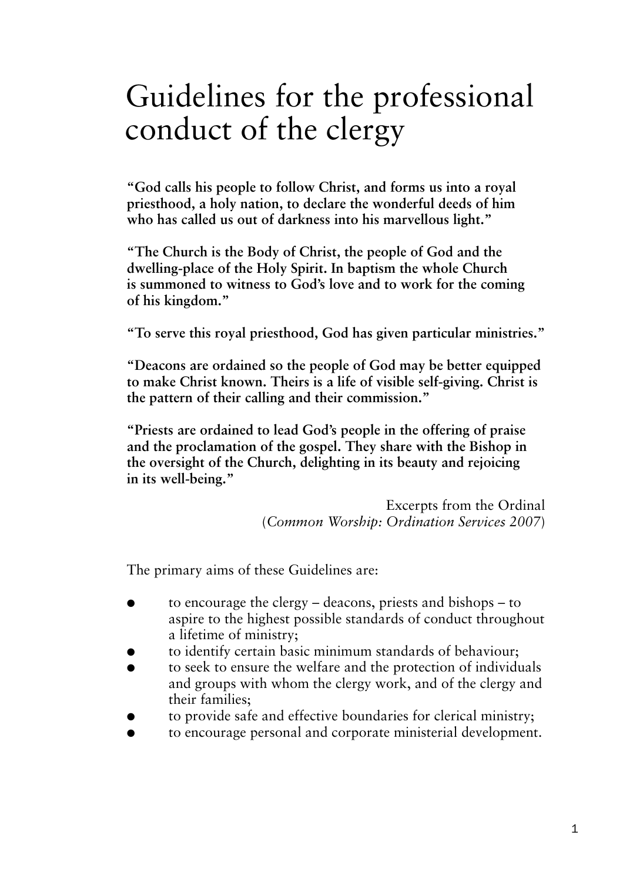# Guidelines for the professional conduct of the clergy

**"God calls his people to follow Christ, and forms us into a royal priesthood, a holy nation, to declare the wonderful deeds of him who has called us out of darkness into his marvellous light."**

**"The Church is the Body of Christ, the people of God and the dwelling-place of the Holy Spirit. In baptism the whole Church is summoned to witness to God's love and to work for the coming of his kingdom."**

**"To serve this royal priesthood, God has given particular ministries."**

**"Deacons are ordained so the people of God may be better equipped to make Christ known. Theirs is a life of visible self-giving. Christ is the pattern of their calling and their commission."**

**"Priests are ordained to lead God's people in the offering of praise and the proclamation of the gospel. They share with the Bishop in the oversight of the Church, delighting in its beauty and rejoicing in its well-being."**

Excerpts from the Ordinal
(*Common Worship: Ordination Services 2007*)

The primary aims of these Guidelines are:

- to encourage the clergy – deacons, priests and bishops – to aspire to the highest possible standards of conduct throughout a lifetime of ministry;
- to identify certain basic minimum standards of behaviour;
- to seek to ensure the welfare and the protection of individuals and groups with whom the clergy work, and of the clergy and their families;
- to provide safe and effective boundaries for clerical ministry;
- to encourage personal and corporate ministerial development.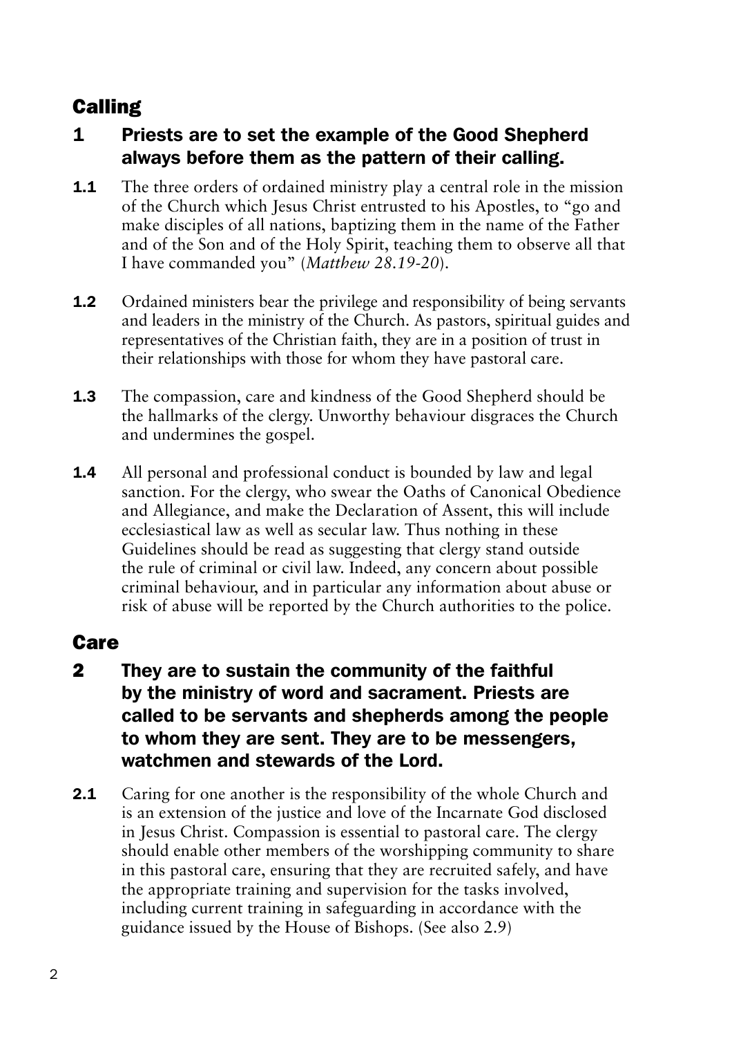## Calling

### 1 Priests are to set the example of the Good Shepherd always before them as the pattern of their calling.

**1.1** The three orders of ordained ministry play a central role in the mission of the Church which Jesus Christ entrusted to his Apostles, to "go and make disciples of all nations, baptizing them in the name of the Father and of the Son and of the Holy Spirit, teaching them to observe all that I have commanded you" (*Matthew 28.19-20*).

**1.2** Ordained ministers bear the privilege and responsibility of being servants and leaders in the ministry of the Church. As pastors, spiritual guides and representatives of the Christian faith, they are in a position of trust in their relationships with those for whom they have pastoral care.

**1.3** The compassion, care and kindness of the Good Shepherd should be the hallmarks of the clergy. Unworthy behaviour disgraces the Church and undermines the gospel.

**1.4** All personal and professional conduct is bounded by law and legal sanction. For the clergy, who swear the Oaths of Canonical Obedience and Allegiance, and make the Declaration of Assent, this will include ecclesiastical law as well as secular law. Thus nothing in these Guidelines should be read as suggesting that clergy stand outside the rule of criminal or civil law. Indeed, any concern about possible criminal behaviour, and in particular any information about abuse or risk of abuse will be reported by the Church authorities to the police.

## Care

### 2 They are to sustain the community of the faithful by the ministry of word and sacrament. Priests are called to be servants and shepherds among the people to whom they are sent. They are to be messengers, watchmen and stewards of the Lord.

**2.1** Caring for one another is the responsibility of the whole Church and is an extension of the justice and love of the Incarnate God disclosed in Jesus Christ. Compassion is essential to pastoral care. The clergy should enable other members of the worshipping community to share in this pastoral care, ensuring that they are recruited safely, and have the appropriate training and supervision for the tasks involved, including current training in safeguarding in accordance with the guidance issued by the House of Bishops. (See also 2.9)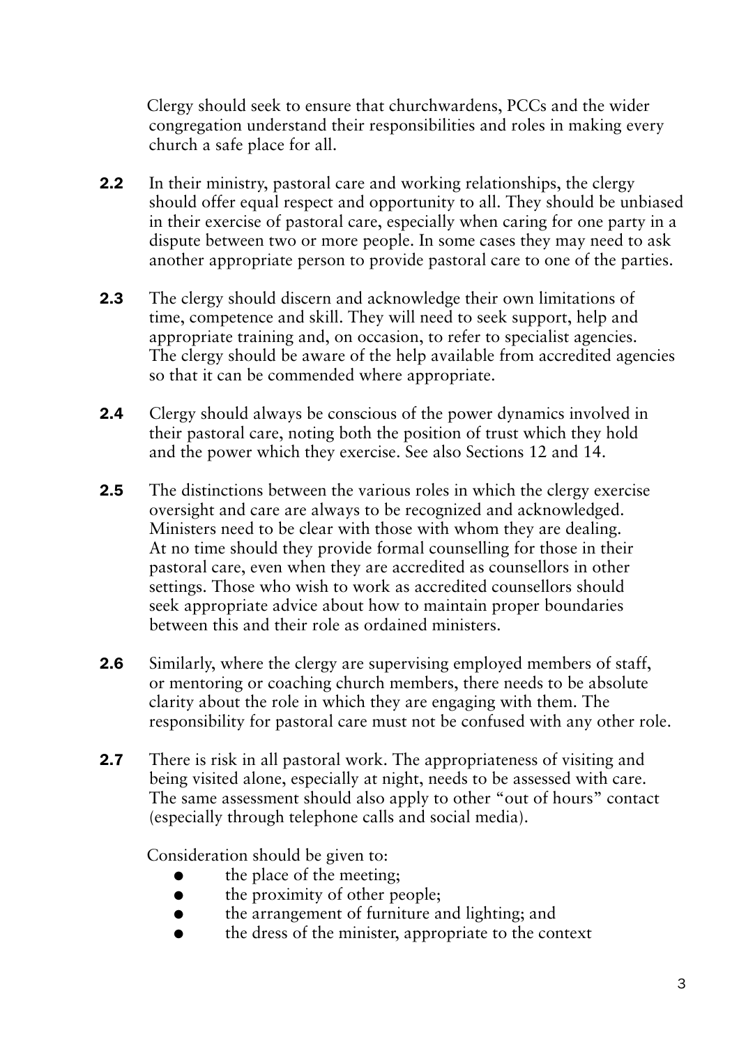Clergy should seek to ensure that churchwardens, PCCs and the wider congregation understand their responsibilities and roles in making every church a safe place for all.

**2.2** In their ministry, pastoral care and working relationships, the clergy should offer equal respect and opportunity to all. They should be unbiased in their exercise of pastoral care, especially when caring for one party in a dispute between two or more people. In some cases they may need to ask another appropriate person to provide pastoral care to one of the parties.

**2.3** The clergy should discern and acknowledge their own limitations of time, competence and skill. They will need to seek support, help and appropriate training and, on occasion, to refer to specialist agencies. The clergy should be aware of the help available from accredited agencies so that it can be commended where appropriate.

**2.4** Clergy should always be conscious of the power dynamics involved in their pastoral care, noting both the position of trust which they hold and the power which they exercise. See also Sections 12 and 14.

**2.5** The distinctions between the various roles in which the clergy exercise oversight and care are always to be recognized and acknowledged. Ministers need to be clear with those with whom they are dealing. At no time should they provide formal counselling for those in their pastoral care, even when they are accredited as counsellors in other settings. Those who wish to work as accredited counsellors should seek appropriate advice about how to maintain proper boundaries between this and their role as ordained ministers.

**2.6** Similarly, where the clergy are supervising employed members of staff, or mentoring or coaching church members, there needs to be absolute clarity about the role in which they are engaging with them. The responsibility for pastoral care must not be confused with any other role.

**2.7** There is risk in all pastoral work. The appropriateness of visiting and being visited alone, especially at night, needs to be assessed with care. The same assessment should also apply to other "out of hours" contact (especially through telephone calls and social media).

Consideration should be given to:

- the place of the meeting;
- the proximity of other people;
- the arrangement of furniture and lighting; and
- the dress of the minister, appropriate to the context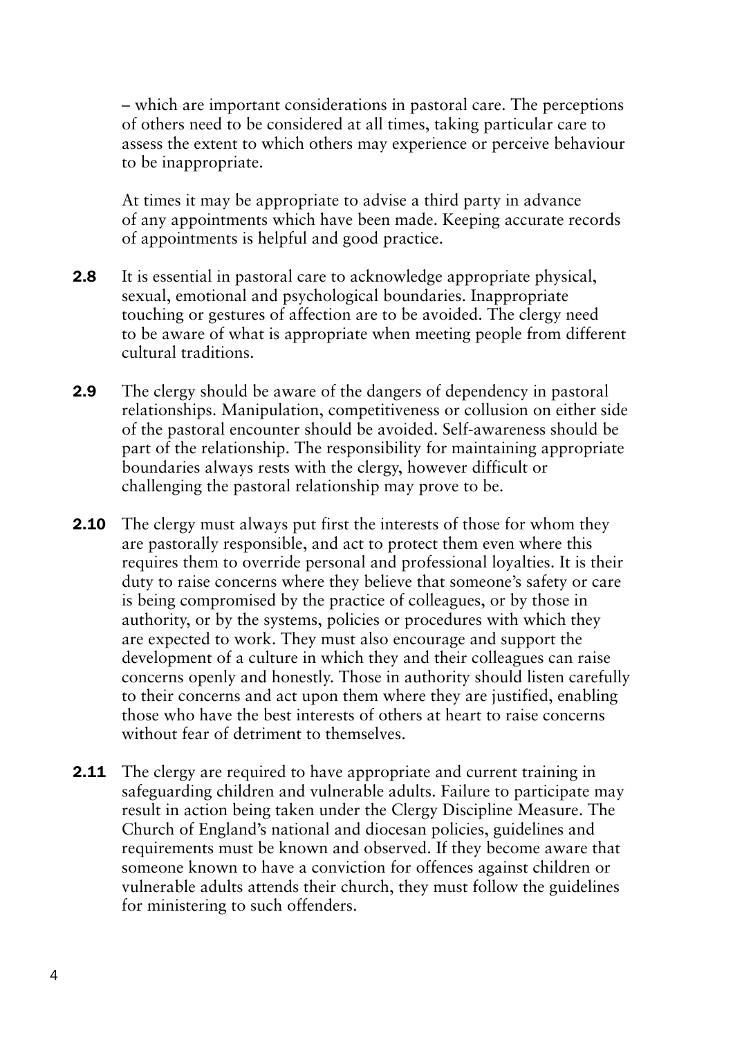– which are important considerations in pastoral care. The perceptions of others need to be considered at all times, taking particular care to assess the extent to which others may experience or perceive behaviour to be inappropriate.

At times it may be appropriate to advise a third party in advance of any appointments which have been made. Keeping accurate records of appointments is helpful and good practice.

**2.8** It is essential in pastoral care to acknowledge appropriate physical, sexual, emotional and psychological boundaries. Inappropriate touching or gestures of affection are to be avoided. The clergy need to be aware of what is appropriate when meeting people from different cultural traditions.

**2.9** The clergy should be aware of the dangers of dependency in pastoral relationships. Manipulation, competitiveness or collusion on either side of the pastoral encounter should be avoided. Self-awareness should be part of the relationship. The responsibility for maintaining appropriate boundaries always rests with the clergy, however difficult or challenging the pastoral relationship may prove to be.

**2.10** The clergy must always put first the interests of those for whom they are pastorally responsible, and act to protect them even where this requires them to override personal and professional loyalties. It is their duty to raise concerns where they believe that someone's safety or care is being compromised by the practice of colleagues, or by those in authority, or by the systems, policies or procedures with which they are expected to work. They must also encourage and support the development of a culture in which they and their colleagues can raise concerns openly and honestly. Those in authority should listen carefully to their concerns and act upon them where they are justified, enabling those who have the best interests of others at heart to raise concerns without fear of detriment to themselves.

**2.11** The clergy are required to have appropriate and current training in safeguarding children and vulnerable adults. Failure to participate may result in action being taken under the Clergy Discipline Measure. The Church of England's national and diocesan policies, guidelines and requirements must be known and observed. If they become aware that someone known to have a conviction for offences against children or vulnerable adults attends their church, they must follow the guidelines for ministering to such offenders.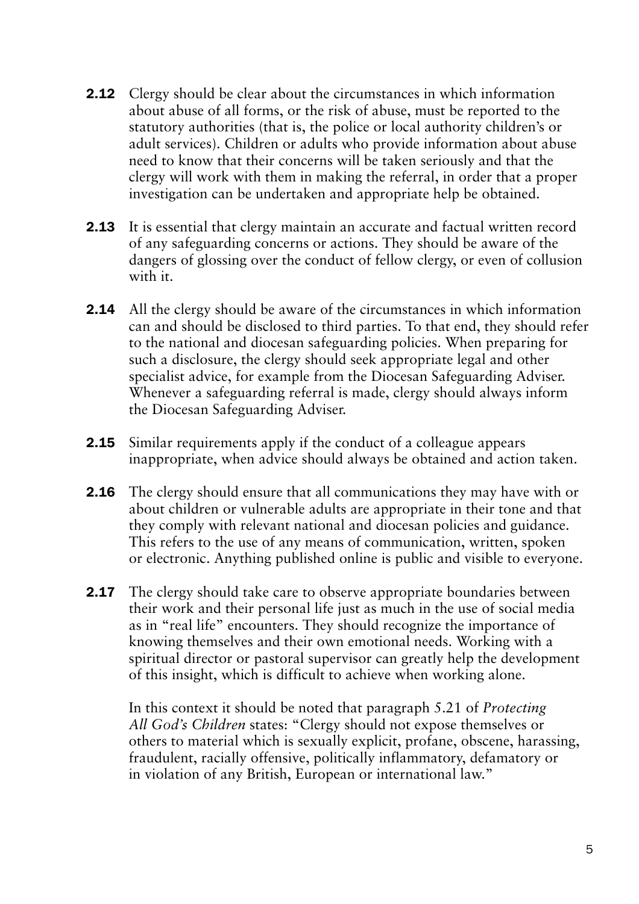**2.12** Clergy should be clear about the circumstances in which information about abuse of all forms, or the risk of abuse, must be reported to the statutory authorities (that is, the police or local authority children's or adult services). Children or adults who provide information about abuse need to know that their concerns will be taken seriously and that the clergy will work with them in making the referral, in order that a proper investigation can be undertaken and appropriate help be obtained.

**2.13** It is essential that clergy maintain an accurate and factual written record of any safeguarding concerns or actions. They should be aware of the dangers of glossing over the conduct of fellow clergy, or even of collusion with it.

**2.14** All the clergy should be aware of the circumstances in which information can and should be disclosed to third parties. To that end, they should refer to the national and diocesan safeguarding policies. When preparing for such a disclosure, the clergy should seek appropriate legal and other specialist advice, for example from the Diocesan Safeguarding Adviser. Whenever a safeguarding referral is made, clergy should always inform the Diocesan Safeguarding Adviser.

**2.15** Similar requirements apply if the conduct of a colleague appears inappropriate, when advice should always be obtained and action taken.

**2.16** The clergy should ensure that all communications they may have with or about children or vulnerable adults are appropriate in their tone and that they comply with relevant national and diocesan policies and guidance. This refers to the use of any means of communication, written, spoken or electronic. Anything published online is public and visible to everyone.

**2.17** The clergy should take care to observe appropriate boundaries between their work and their personal life just as much in the use of social media as in "real life" encounters. They should recognize the importance of knowing themselves and their own emotional needs. Working with a spiritual director or pastoral supervisor can greatly help the development of this insight, which is difficult to achieve when working alone.

In this context it should be noted that paragraph 5.21 of *Protecting All God's Children* states: "Clergy should not expose themselves or others to material which is sexually explicit, profane, obscene, harassing, fraudulent, racially offensive, politically inflammatory, defamatory or in violation of any British, European or international law."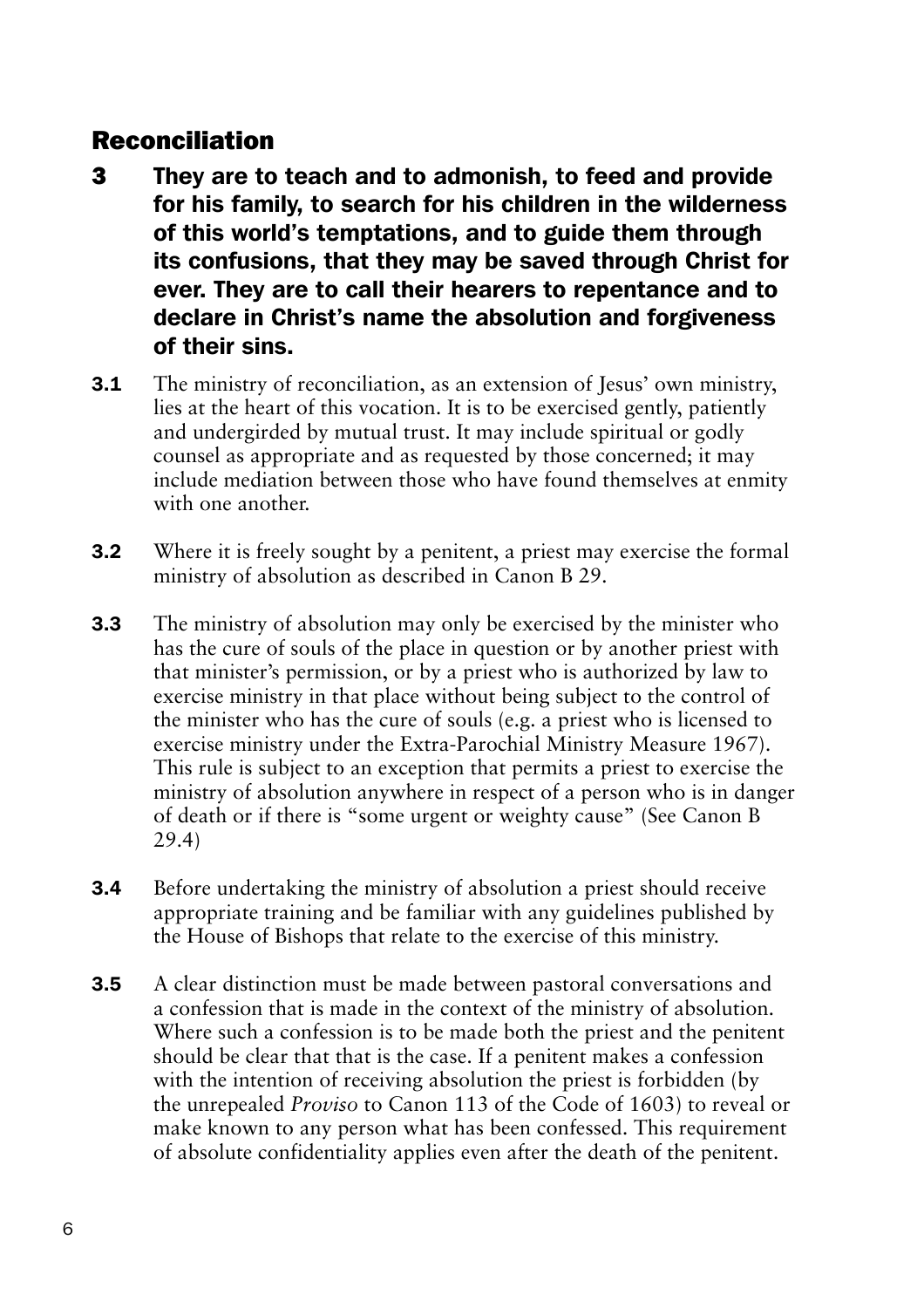## Reconciliation

**3 They are to teach and to admonish, to feed and provide for his family, to search for his children in the wilderness of this world's temptations, and to guide them through its confusions, that they may be saved through Christ for ever. They are to call their hearers to repentance and to declare in Christ's name the absolution and forgiveness of their sins.**

**3.1** The ministry of reconciliation, as an extension of Jesus' own ministry, lies at the heart of this vocation. It is to be exercised gently, patiently and undergirded by mutual trust. It may include spiritual or godly counsel as appropriate and as requested by those concerned; it may include mediation between those who have found themselves at enmity with one another.

**3.2** Where it is freely sought by a penitent, a priest may exercise the formal ministry of absolution as described in Canon B 29.

**3.3** The ministry of absolution may only be exercised by the minister who has the cure of souls of the place in question or by another priest with that minister's permission, or by a priest who is authorized by law to exercise ministry in that place without being subject to the control of the minister who has the cure of souls (e.g. a priest who is licensed to exercise ministry under the Extra-Parochial Ministry Measure 1967). This rule is subject to an exception that permits a priest to exercise the ministry of absolution anywhere in respect of a person who is in danger of death or if there is "some urgent or weighty cause" (See Canon B 29.4)

**3.4** Before undertaking the ministry of absolution a priest should receive appropriate training and be familiar with any guidelines published by the House of Bishops that relate to the exercise of this ministry.

**3.5** A clear distinction must be made between pastoral conversations and a confession that is made in the context of the ministry of absolution. Where such a confession is to be made both the priest and the penitent should be clear that that is the case. If a penitent makes a confession with the intention of receiving absolution the priest is forbidden (by the unrepealed *Proviso* to Canon 113 of the Code of 1603) to reveal or make known to any person what has been confessed. This requirement of absolute confidentiality applies even after the death of the penitent.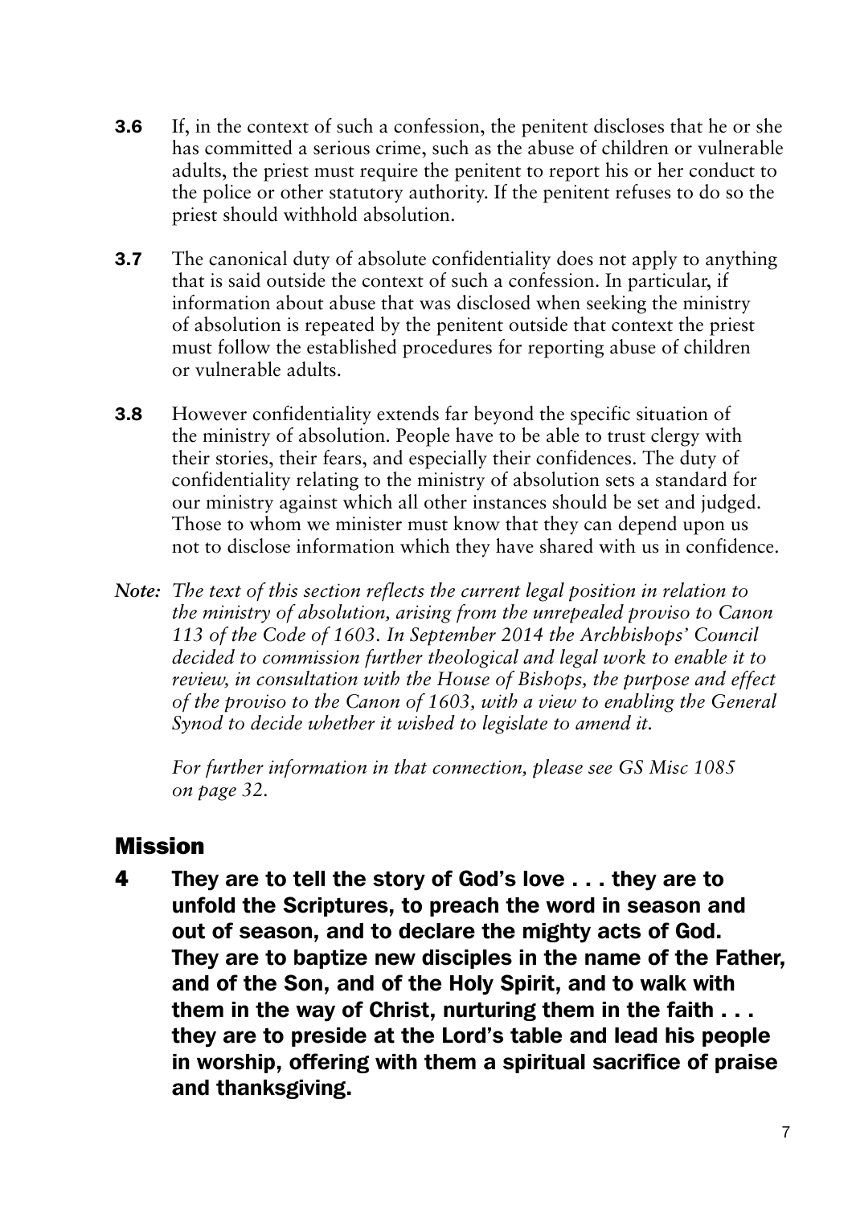**3.6** If, in the context of such a confession, the penitent discloses that he or she has committed a serious crime, such as the abuse of children or vulnerable adults, the priest must require the penitent to report his or her conduct to the police or other statutory authority. If the penitent refuses to do so the priest should withhold absolution.

**3.7** The canonical duty of absolute confidentiality does not apply to anything that is said outside the context of such a confession. In particular, if information about abuse that was disclosed when seeking the ministry of absolution is repeated by the penitent outside that context the priest must follow the established procedures for reporting abuse of children or vulnerable adults.

**3.8** However confidentiality extends far beyond the specific situation of the ministry of absolution. People have to be able to trust clergy with their stories, their fears, and especially their confidences. The duty of confidentiality relating to the ministry of absolution sets a standard for our ministry against which all other instances should be set and judged. Those to whom we minister must know that they can depend upon us not to disclose information which they have shared with us in confidence.

***Note:*** *The text of this section reflects the current legal position in relation to the ministry of absolution, arising from the unrepealed proviso to Canon 113 of the Code of 1603. In September 2014 the Archbishops' Council decided to commission further theological and legal work to enable it to review, in consultation with the House of Bishops, the purpose and effect of the proviso to the Canon of 1603, with a view to enabling the General Synod to decide whether it wished to legislate to amend it.*

*For further information in that connection, please see GS Misc 1085 on page 32.*

## Mission

**4 They are to tell the story of God's love . . . they are to unfold the Scriptures, to preach the word in season and out of season, and to declare the mighty acts of God. They are to baptize new disciples in the name of the Father, and of the Son, and of the Holy Spirit, and to walk with them in the way of Christ, nurturing them in the faith . . . they are to preside at the Lord's table and lead his people in worship, offering with them a spiritual sacrifice of praise and thanksgiving.**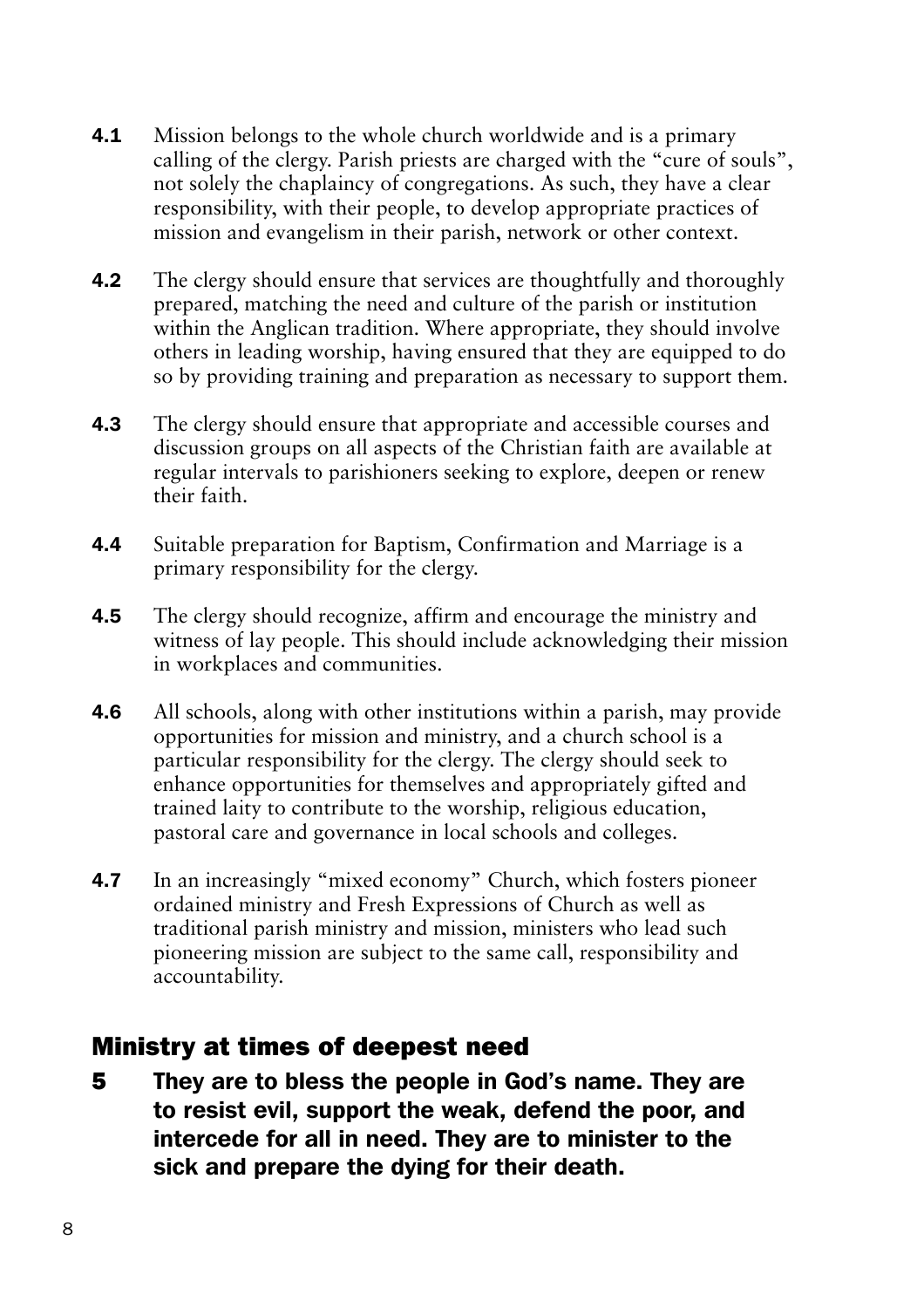**4.1** Mission belongs to the whole church worldwide and is a primary calling of the clergy. Parish priests are charged with the "cure of souls", not solely the chaplaincy of congregations. As such, they have a clear responsibility, with their people, to develop appropriate practices of mission and evangelism in their parish, network or other context.

**4.2** The clergy should ensure that services are thoughtfully and thoroughly prepared, matching the need and culture of the parish or institution within the Anglican tradition. Where appropriate, they should involve others in leading worship, having ensured that they are equipped to do so by providing training and preparation as necessary to support them.

**4.3** The clergy should ensure that appropriate and accessible courses and discussion groups on all aspects of the Christian faith are available at regular intervals to parishioners seeking to explore, deepen or renew their faith.

**4.4** Suitable preparation for Baptism, Confirmation and Marriage is a primary responsibility for the clergy.

**4.5** The clergy should recognize, affirm and encourage the ministry and witness of lay people. This should include acknowledging their mission in workplaces and communities.

**4.6** All schools, along with other institutions within a parish, may provide opportunities for mission and ministry, and a church school is a particular responsibility for the clergy. The clergy should seek to enhance opportunities for themselves and appropriately gifted and trained laity to contribute to the worship, religious education, pastoral care and governance in local schools and colleges.

**4.7** In an increasingly "mixed economy" Church, which fosters pioneer ordained ministry and Fresh Expressions of Church as well as traditional parish ministry and mission, ministers who lead such pioneering mission are subject to the same call, responsibility and accountability.

## Ministry at times of deepest need

**5 They are to bless the people in God's name. They are to resist evil, support the weak, defend the poor, and intercede for all in need. They are to minister to the sick and prepare the dying for their death.**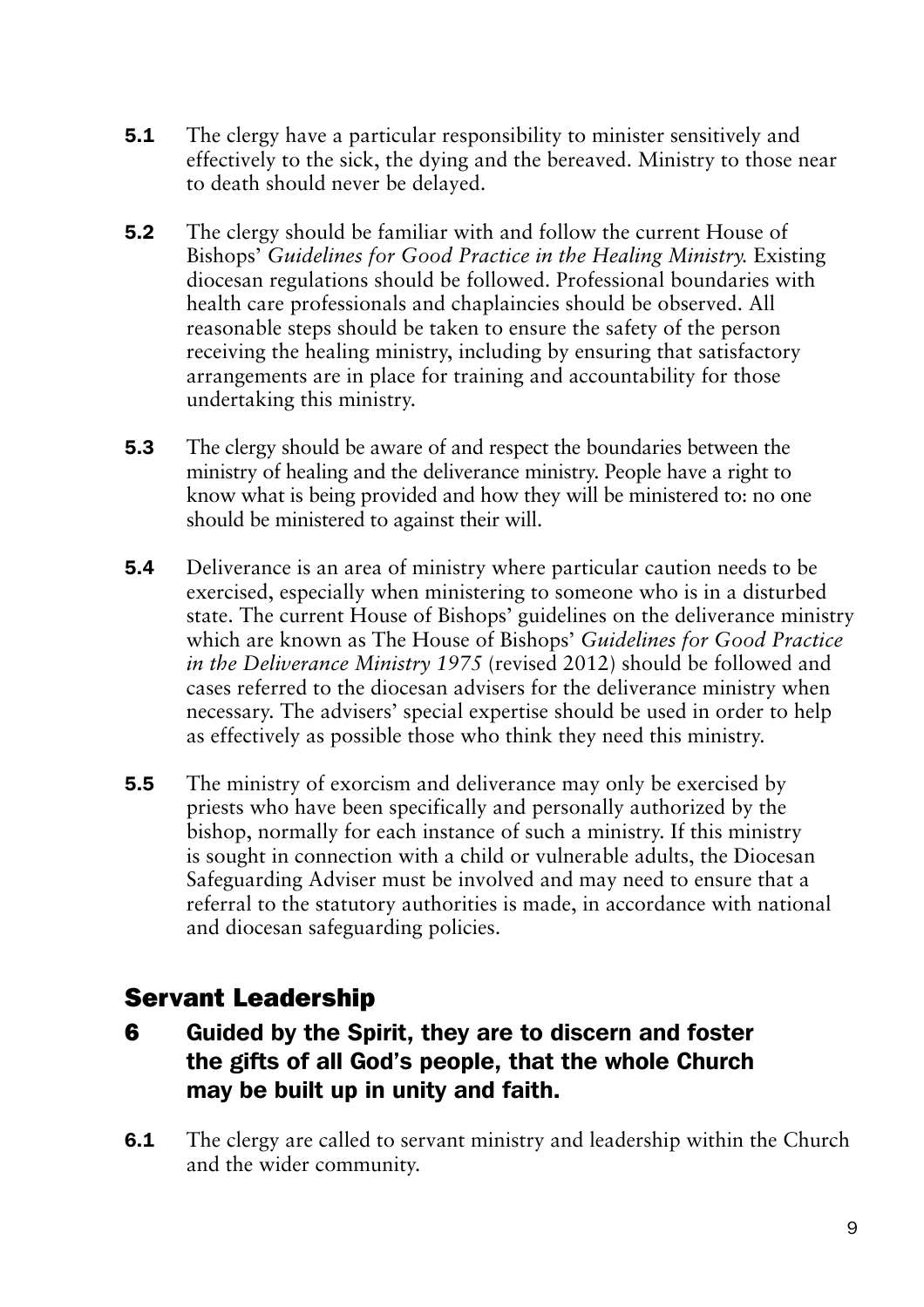**5.1** The clergy have a particular responsibility to minister sensitively and effectively to the sick, the dying and the bereaved. Ministry to those near to death should never be delayed.

**5.2** The clergy should be familiar with and follow the current House of Bishops' *Guidelines for Good Practice in the Healing Ministry.* Existing diocesan regulations should be followed. Professional boundaries with health care professionals and chaplaincies should be observed. All reasonable steps should be taken to ensure the safety of the person receiving the healing ministry, including by ensuring that satisfactory arrangements are in place for training and accountability for those undertaking this ministry.

**5.3** The clergy should be aware of and respect the boundaries between the ministry of healing and the deliverance ministry. People have a right to know what is being provided and how they will be ministered to: no one should be ministered to against their will.

**5.4** Deliverance is an area of ministry where particular caution needs to be exercised, especially when ministering to someone who is in a disturbed state. The current House of Bishops' guidelines on the deliverance ministry which are known as The House of Bishops' *Guidelines for Good Practice in the Deliverance Ministry 1975* (revised 2012) should be followed and cases referred to the diocesan advisers for the deliverance ministry when necessary. The advisers' special expertise should be used in order to help as effectively as possible those who think they need this ministry.

**5.5** The ministry of exorcism and deliverance may only be exercised by priests who have been specifically and personally authorized by the bishop, normally for each instance of such a ministry. If this ministry is sought in connection with a child or vulnerable adults, the Diocesan Safeguarding Adviser must be involved and may need to ensure that a referral to the statutory authorities is made, in accordance with national and diocesan safeguarding policies.

## Servant Leadership

### 6 Guided by the Spirit, they are to discern and foster the gifts of all God's people, that the whole Church may be built up in unity and faith.

**6.1** The clergy are called to servant ministry and leadership within the Church and the wider community.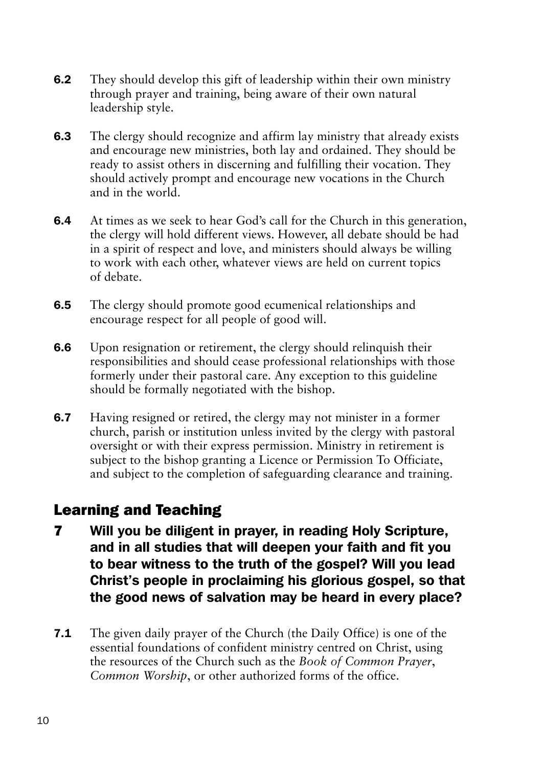**6.2** They should develop this gift of leadership within their own ministry through prayer and training, being aware of their own natural leadership style.

**6.3** The clergy should recognize and affirm lay ministry that already exists and encourage new ministries, both lay and ordained. They should be ready to assist others in discerning and fulfilling their vocation. They should actively prompt and encourage new vocations in the Church and in the world.

**6.4** At times as we seek to hear God's call for the Church in this generation, the clergy will hold different views. However, all debate should be had in a spirit of respect and love, and ministers should always be willing to work with each other, whatever views are held on current topics of debate.

**6.5** The clergy should promote good ecumenical relationships and encourage respect for all people of good will.

**6.6** Upon resignation or retirement, the clergy should relinquish their responsibilities and should cease professional relationships with those formerly under their pastoral care. Any exception to this guideline should be formally negotiated with the bishop.

**6.7** Having resigned or retired, the clergy may not minister in a former church, parish or institution unless invited by the clergy with pastoral oversight or with their express permission. Ministry in retirement is subject to the bishop granting a Licence or Permission To Officiate, and subject to the completion of safeguarding clearance and training.

## Learning and Teaching

**7 Will you be diligent in prayer, in reading Holy Scripture, and in all studies that will deepen your faith and fit you to bear witness to the truth of the gospel? Will you lead Christ's people in proclaiming his glorious gospel, so that the good news of salvation may be heard in every place?**

**7.1** The given daily prayer of the Church (the Daily Office) is one of the essential foundations of confident ministry centred on Christ, using the resources of the Church such as the *Book of Common Prayer*, *Common Worship*, or other authorized forms of the office.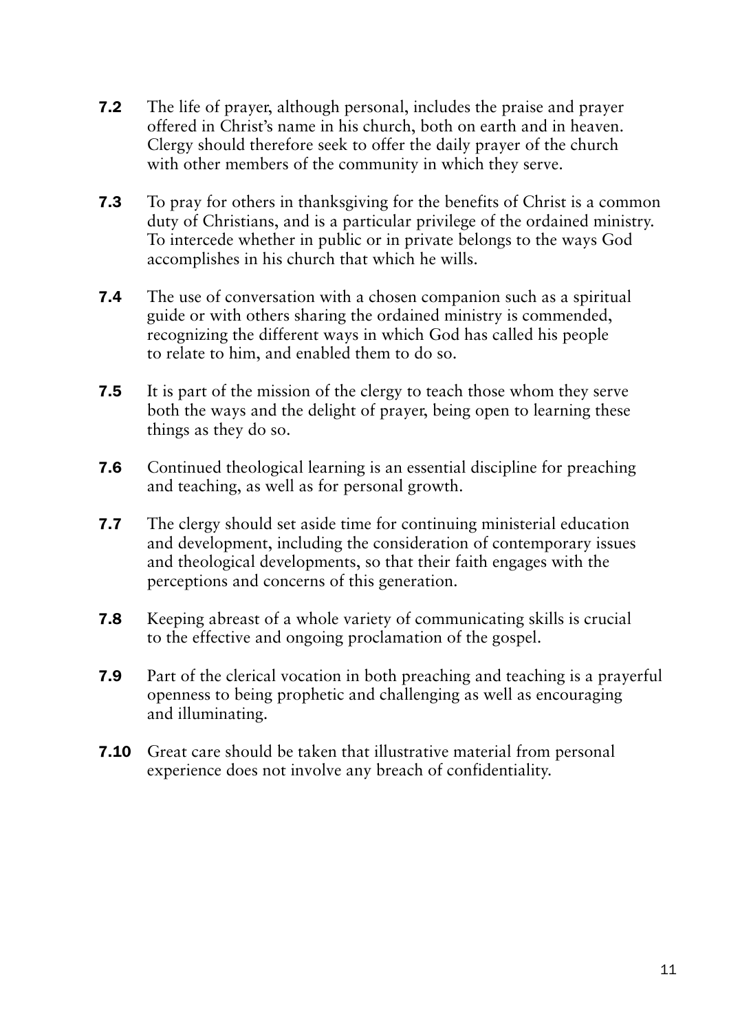**7.2** The life of prayer, although personal, includes the praise and prayer offered in Christ's name in his church, both on earth and in heaven. Clergy should therefore seek to offer the daily prayer of the church with other members of the community in which they serve.

**7.3** To pray for others in thanksgiving for the benefits of Christ is a common duty of Christians, and is a particular privilege of the ordained ministry. To intercede whether in public or in private belongs to the ways God accomplishes in his church that which he wills.

**7.4** The use of conversation with a chosen companion such as a spiritual guide or with others sharing the ordained ministry is commended, recognizing the different ways in which God has called his people to relate to him, and enabled them to do so.

**7.5** It is part of the mission of the clergy to teach those whom they serve both the ways and the delight of prayer, being open to learning these things as they do so.

**7.6** Continued theological learning is an essential discipline for preaching and teaching, as well as for personal growth.

**7.7** The clergy should set aside time for continuing ministerial education and development, including the consideration of contemporary issues and theological developments, so that their faith engages with the perceptions and concerns of this generation.

**7.8** Keeping abreast of a whole variety of communicating skills is crucial to the effective and ongoing proclamation of the gospel.

**7.9** Part of the clerical vocation in both preaching and teaching is a prayerful openness to being prophetic and challenging as well as encouraging and illuminating.

**7.10** Great care should be taken that illustrative material from personal experience does not involve any breach of confidentiality.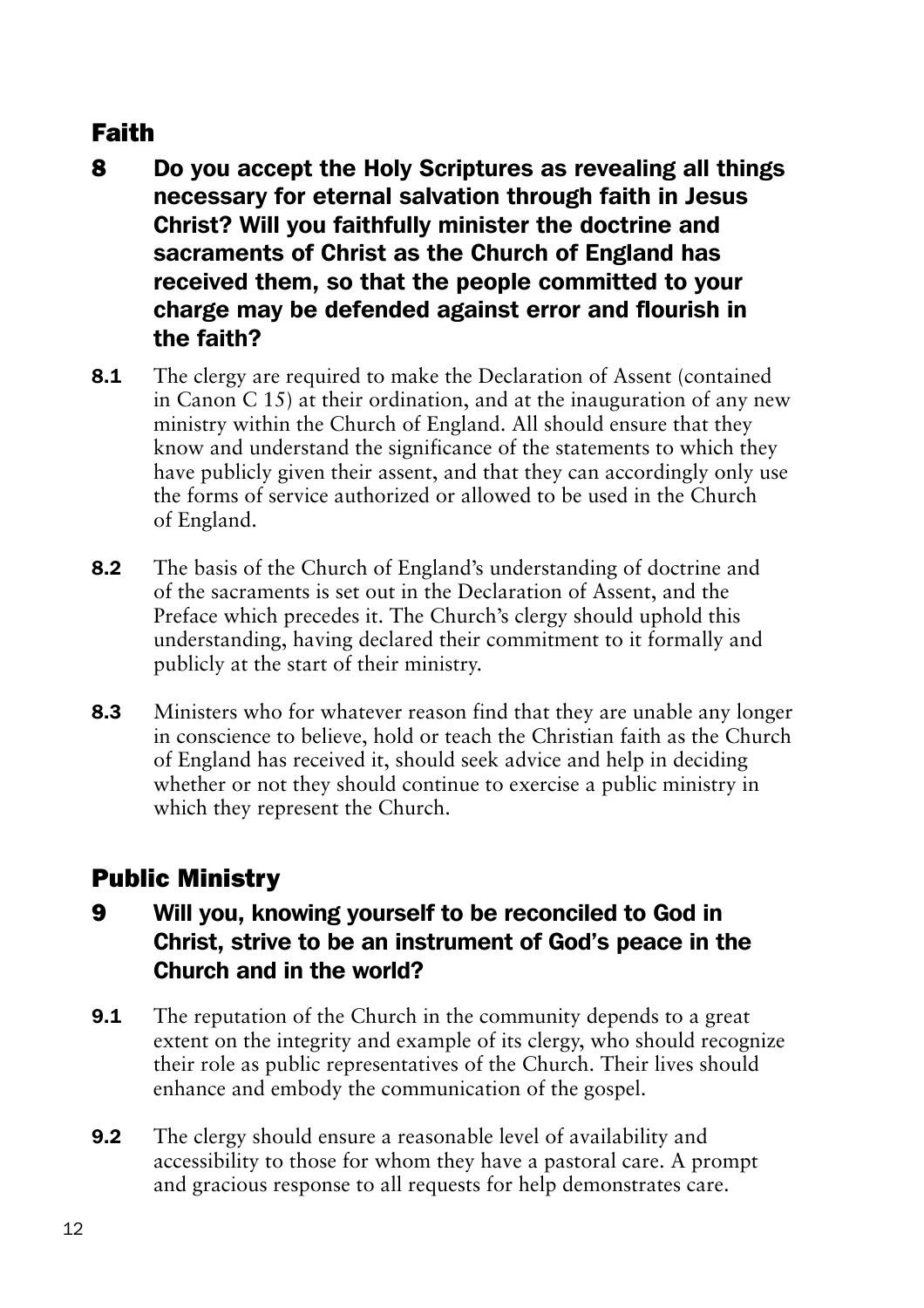## Faith

### 8 Do you accept the Holy Scriptures as revealing all things necessary for eternal salvation through faith in Jesus Christ? Will you faithfully minister the doctrine and sacraments of Christ as the Church of England has received them, so that the people committed to your charge may be defended against error and flourish in the faith?

**8.1** The clergy are required to make the Declaration of Assent (contained in Canon C 15) at their ordination, and at the inauguration of any new ministry within the Church of England. All should ensure that they know and understand the significance of the statements to which they have publicly given their assent, and that they can accordingly only use the forms of service authorized or allowed to be used in the Church of England.

**8.2** The basis of the Church of England's understanding of doctrine and of the sacraments is set out in the Declaration of Assent, and the Preface which precedes it. The Church's clergy should uphold this understanding, having declared their commitment to it formally and publicly at the start of their ministry.

**8.3** Ministers who for whatever reason find that they are unable any longer in conscience to believe, hold or teach the Christian faith as the Church of England has received it, should seek advice and help in deciding whether or not they should continue to exercise a public ministry in which they represent the Church.

## Public Ministry

### 9 Will you, knowing yourself to be reconciled to God in Christ, strive to be an instrument of God's peace in the Church and in the world?

**9.1** The reputation of the Church in the community depends to a great extent on the integrity and example of its clergy, who should recognize their role as public representatives of the Church. Their lives should enhance and embody the communication of the gospel.

**9.2** The clergy should ensure a reasonable level of availability and accessibility to those for whom they have a pastoral care. A prompt and gracious response to all requests for help demonstrates care.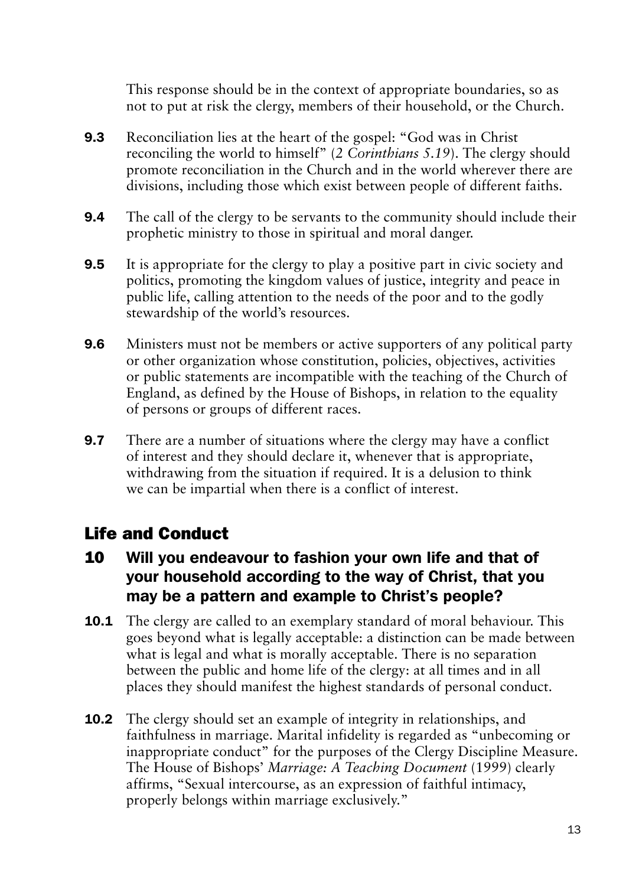This response should be in the context of appropriate boundaries, so as not to put at risk the clergy, members of their household, or the Church.

**9.3** Reconciliation lies at the heart of the gospel: "God was in Christ reconciling the world to himself" (*2 Corinthians 5.19*). The clergy should promote reconciliation in the Church and in the world wherever there are divisions, including those which exist between people of different faiths.

**9.4** The call of the clergy to be servants to the community should include their prophetic ministry to those in spiritual and moral danger.

**9.5** It is appropriate for the clergy to play a positive part in civic society and politics, promoting the kingdom values of justice, integrity and peace in public life, calling attention to the needs of the poor and to the godly stewardship of the world's resources.

**9.6** Ministers must not be members or active supporters of any political party or other organization whose constitution, policies, objectives, activities or public statements are incompatible with the teaching of the Church of England, as defined by the House of Bishops, in relation to the equality of persons or groups of different races.

**9.7** There are a number of situations where the clergy may have a conflict of interest and they should declare it, whenever that is appropriate, withdrawing from the situation if required. It is a delusion to think we can be impartial when there is a conflict of interest.

## Life and Conduct

### 10 Will you endeavour to fashion your own life and that of your household according to the way of Christ, that you may be a pattern and example to Christ's people?

**10.1** The clergy are called to an exemplary standard of moral behaviour. This goes beyond what is legally acceptable: a distinction can be made between what is legal and what is morally acceptable. There is no separation between the public and home life of the clergy: at all times and in all places they should manifest the highest standards of personal conduct.

**10.2** The clergy should set an example of integrity in relationships, and faithfulness in marriage. Marital infidelity is regarded as "unbecoming or inappropriate conduct" for the purposes of the Clergy Discipline Measure. The House of Bishops' *Marriage: A Teaching Document* (1999) clearly affirms, "Sexual intercourse, as an expression of faithful intimacy, properly belongs within marriage exclusively."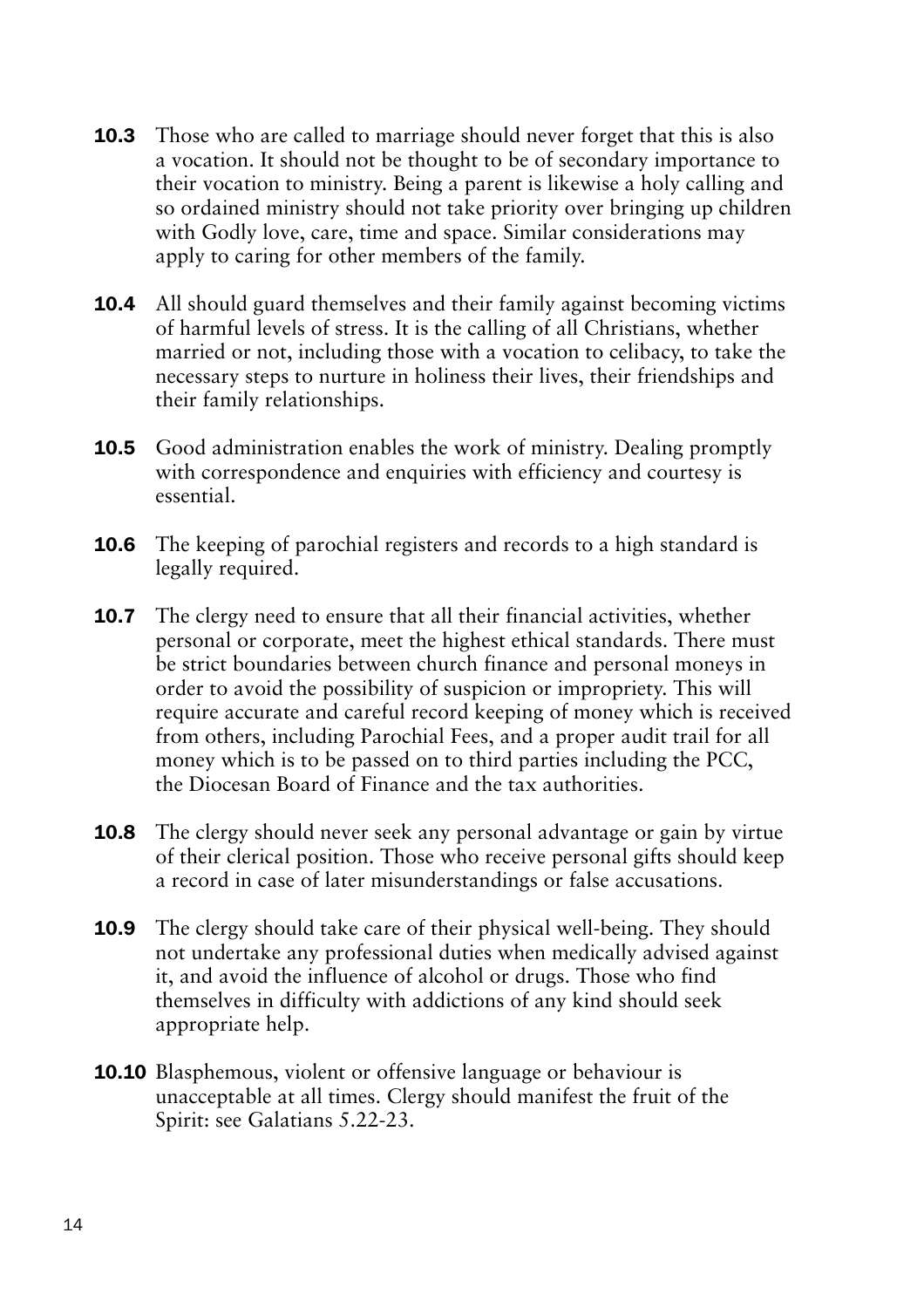**10.3** Those who are called to marriage should never forget that this is also a vocation. It should not be thought to be of secondary importance to their vocation to ministry. Being a parent is likewise a holy calling and so ordained ministry should not take priority over bringing up children with Godly love, care, time and space. Similar considerations may apply to caring for other members of the family.

**10.4** All should guard themselves and their family against becoming victims of harmful levels of stress. It is the calling of all Christians, whether married or not, including those with a vocation to celibacy, to take the necessary steps to nurture in holiness their lives, their friendships and their family relationships.

**10.5** Good administration enables the work of ministry. Dealing promptly with correspondence and enquiries with efficiency and courtesy is essential.

**10.6** The keeping of parochial registers and records to a high standard is legally required.

**10.7** The clergy need to ensure that all their financial activities, whether personal or corporate, meet the highest ethical standards. There must be strict boundaries between church finance and personal moneys in order to avoid the possibility of suspicion or impropriety. This will require accurate and careful record keeping of money which is received from others, including Parochial Fees, and a proper audit trail for all money which is to be passed on to third parties including the PCC, the Diocesan Board of Finance and the tax authorities.

**10.8** The clergy should never seek any personal advantage or gain by virtue of their clerical position. Those who receive personal gifts should keep a record in case of later misunderstandings or false accusations.

**10.9** The clergy should take care of their physical well-being. They should not undertake any professional duties when medically advised against it, and avoid the influence of alcohol or drugs. Those who find themselves in difficulty with addictions of any kind should seek appropriate help.

**10.10** Blasphemous, violent or offensive language or behaviour is unacceptable at all times. Clergy should manifest the fruit of the Spirit: see Galatians 5.22-23.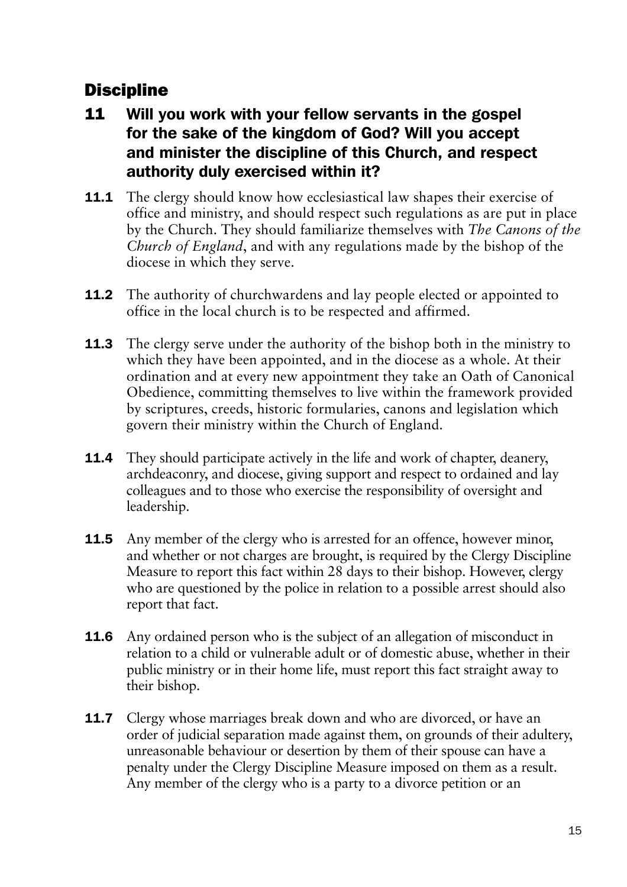## Discipline

### 11 Will you work with your fellow servants in the gospel for the sake of the kingdom of God? Will you accept and minister the discipline of this Church, and respect authority duly exercised within it?

**11.1** The clergy should know how ecclesiastical law shapes their exercise of office and ministry, and should respect such regulations as are put in place by the Church. They should familiarize themselves with *The Canons of the Church of England*, and with any regulations made by the bishop of the diocese in which they serve.

**11.2** The authority of churchwardens and lay people elected or appointed to office in the local church is to be respected and affirmed.

**11.3** The clergy serve under the authority of the bishop both in the ministry to which they have been appointed, and in the diocese as a whole. At their ordination and at every new appointment they take an Oath of Canonical Obedience, committing themselves to live within the framework provided by scriptures, creeds, historic formularies, canons and legislation which govern their ministry within the Church of England.

**11.4** They should participate actively in the life and work of chapter, deanery, archdeaconry, and diocese, giving support and respect to ordained and lay colleagues and to those who exercise the responsibility of oversight and leadership.

**11.5** Any member of the clergy who is arrested for an offence, however minor, and whether or not charges are brought, is required by the Clergy Discipline Measure to report this fact within 28 days to their bishop. However, clergy who are questioned by the police in relation to a possible arrest should also report that fact.

**11.6** Any ordained person who is the subject of an allegation of misconduct in relation to a child or vulnerable adult or of domestic abuse, whether in their public ministry or in their home life, must report this fact straight away to their bishop.

**11.7** Clergy whose marriages break down and who are divorced, or have an order of judicial separation made against them, on grounds of their adultery, unreasonable behaviour or desertion by them of their spouse can have a penalty under the Clergy Discipline Measure imposed on them as a result. Any member of the clergy who is a party to a divorce petition or an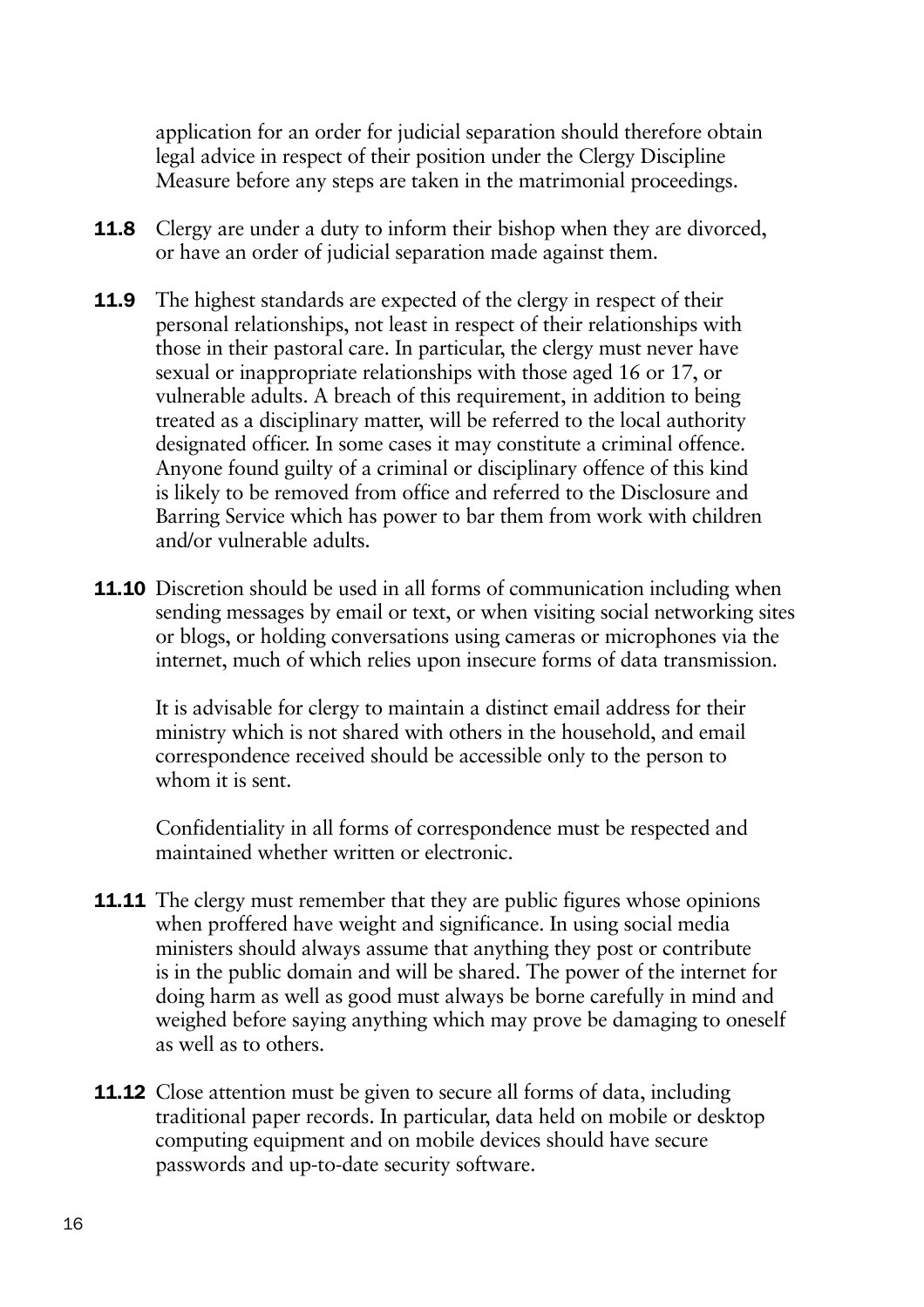application for an order for judicial separation should therefore obtain legal advice in respect of their position under the Clergy Discipline Measure before any steps are taken in the matrimonial proceedings.

**11.8** Clergy are under a duty to inform their bishop when they are divorced, or have an order of judicial separation made against them.

**11.9** The highest standards are expected of the clergy in respect of their personal relationships, not least in respect of their relationships with those in their pastoral care. In particular, the clergy must never have sexual or inappropriate relationships with those aged 16 or 17, or vulnerable adults. A breach of this requirement, in addition to being treated as a disciplinary matter, will be referred to the local authority designated officer. In some cases it may constitute a criminal offence. Anyone found guilty of a criminal or disciplinary offence of this kind is likely to be removed from office and referred to the Disclosure and Barring Service which has power to bar them from work with children and/or vulnerable adults.

**11.10** Discretion should be used in all forms of communication including when sending messages by email or text, or when visiting social networking sites or blogs, or holding conversations using cameras or microphones via the internet, much of which relies upon insecure forms of data transmission.

It is advisable for clergy to maintain a distinct email address for their ministry which is not shared with others in the household, and email correspondence received should be accessible only to the person to whom it is sent.

Confidentiality in all forms of correspondence must be respected and maintained whether written or electronic.

**11.11** The clergy must remember that they are public figures whose opinions when proffered have weight and significance. In using social media ministers should always assume that anything they post or contribute is in the public domain and will be shared. The power of the internet for doing harm as well as good must always be borne carefully in mind and weighed before saying anything which may prove be damaging to oneself as well as to others.

**11.12** Close attention must be given to secure all forms of data, including traditional paper records. In particular, data held on mobile or desktop computing equipment and on mobile devices should have secure passwords and up-to-date security software.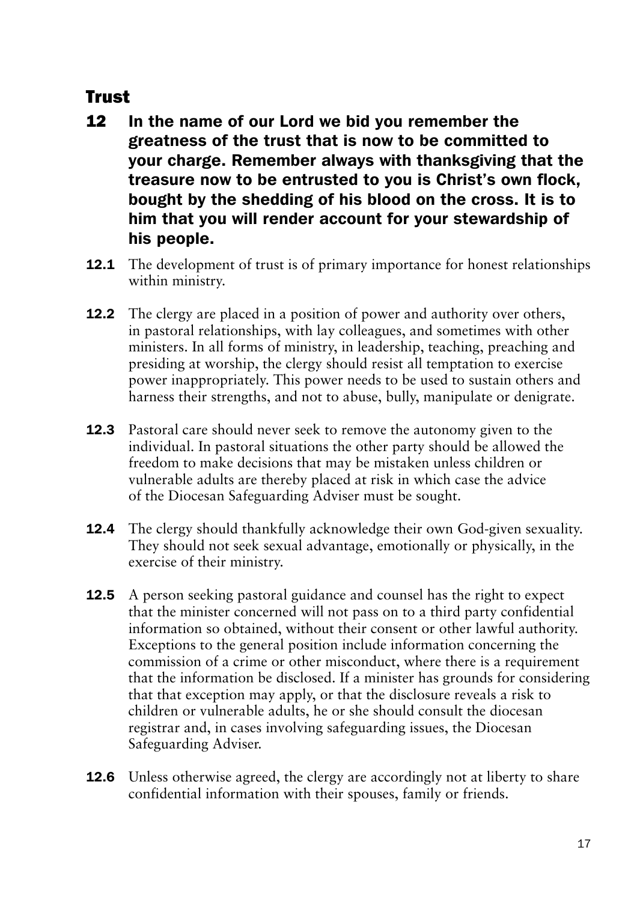## Trust

**12 In the name of our Lord we bid you remember the greatness of the trust that is now to be committed to your charge. Remember always with thanksgiving that the treasure now to be entrusted to you is Christ's own flock, bought by the shedding of his blood on the cross. It is to him that you will render account for your stewardship of his people.**

**12.1** The development of trust is of primary importance for honest relationships within ministry.

**12.2** The clergy are placed in a position of power and authority over others, in pastoral relationships, with lay colleagues, and sometimes with other ministers. In all forms of ministry, in leadership, teaching, preaching and presiding at worship, the clergy should resist all temptation to exercise power inappropriately. This power needs to be used to sustain others and harness their strengths, and not to abuse, bully, manipulate or denigrate.

**12.3** Pastoral care should never seek to remove the autonomy given to the individual. In pastoral situations the other party should be allowed the freedom to make decisions that may be mistaken unless children or vulnerable adults are thereby placed at risk in which case the advice of the Diocesan Safeguarding Adviser must be sought.

**12.4** The clergy should thankfully acknowledge their own God-given sexuality. They should not seek sexual advantage, emotionally or physically, in the exercise of their ministry.

**12.5** A person seeking pastoral guidance and counsel has the right to expect that the minister concerned will not pass on to a third party confidential information so obtained, without their consent or other lawful authority. Exceptions to the general position include information concerning the commission of a crime or other misconduct, where there is a requirement that the information be disclosed. If a minister has grounds for considering that that exception may apply, or that the disclosure reveals a risk to children or vulnerable adults, he or she should consult the diocesan registrar and, in cases involving safeguarding issues, the Diocesan Safeguarding Adviser.

**12.6** Unless otherwise agreed, the clergy are accordingly not at liberty to share confidential information with their spouses, family or friends.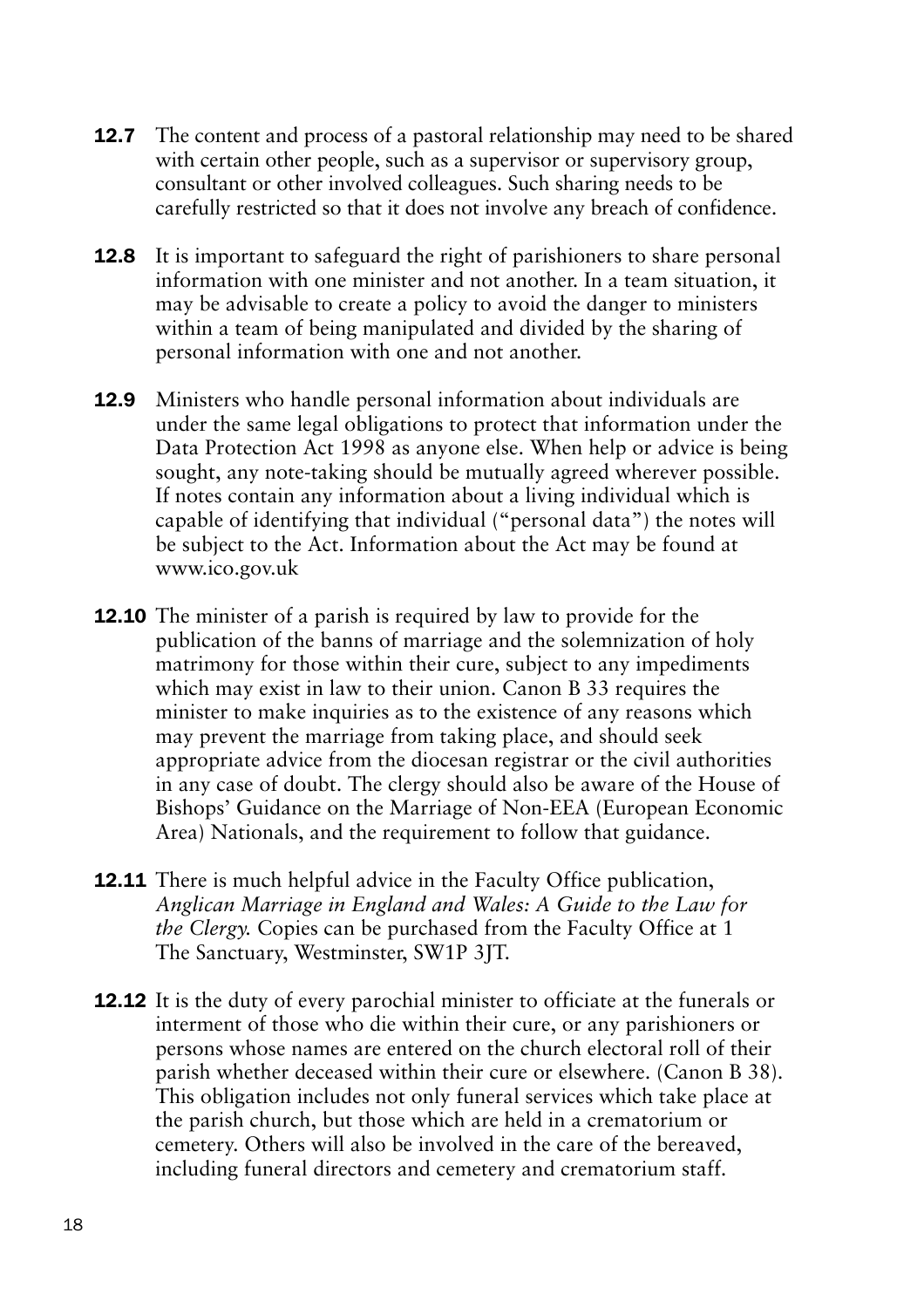**12.7** The content and process of a pastoral relationship may need to be shared with certain other people, such as a supervisor or supervisory group, consultant or other involved colleagues. Such sharing needs to be carefully restricted so that it does not involve any breach of confidence.

**12.8** It is important to safeguard the right of parishioners to share personal information with one minister and not another. In a team situation, it may be advisable to create a policy to avoid the danger to ministers within a team of being manipulated and divided by the sharing of personal information with one and not another.

**12.9** Ministers who handle personal information about individuals are under the same legal obligations to protect that information under the Data Protection Act 1998 as anyone else. When help or advice is being sought, any note-taking should be mutually agreed wherever possible. If notes contain any information about a living individual which is capable of identifying that individual ("personal data") the notes will be subject to the Act. Information about the Act may be found at www.ico.gov.uk

**12.10** The minister of a parish is required by law to provide for the publication of the banns of marriage and the solemnization of holy matrimony for those within their cure, subject to any impediments which may exist in law to their union. Canon B 33 requires the minister to make inquiries as to the existence of any reasons which may prevent the marriage from taking place, and should seek appropriate advice from the diocesan registrar or the civil authorities in any case of doubt. The clergy should also be aware of the House of Bishops' Guidance on the Marriage of Non-EEA (European Economic Area) Nationals, and the requirement to follow that guidance.

**12.11** There is much helpful advice in the Faculty Office publication, *Anglican Marriage in England and Wales: A Guide to the Law for the Clergy.* Copies can be purchased from the Faculty Office at 1 The Sanctuary, Westminster, SW1P 3JT.

**12.12** It is the duty of every parochial minister to officiate at the funerals or interment of those who die within their cure, or any parishioners or persons whose names are entered on the church electoral roll of their parish whether deceased within their cure or elsewhere. (Canon B 38). This obligation includes not only funeral services which take place at the parish church, but those which are held in a crematorium or cemetery. Others will also be involved in the care of the bereaved, including funeral directors and cemetery and crematorium staff.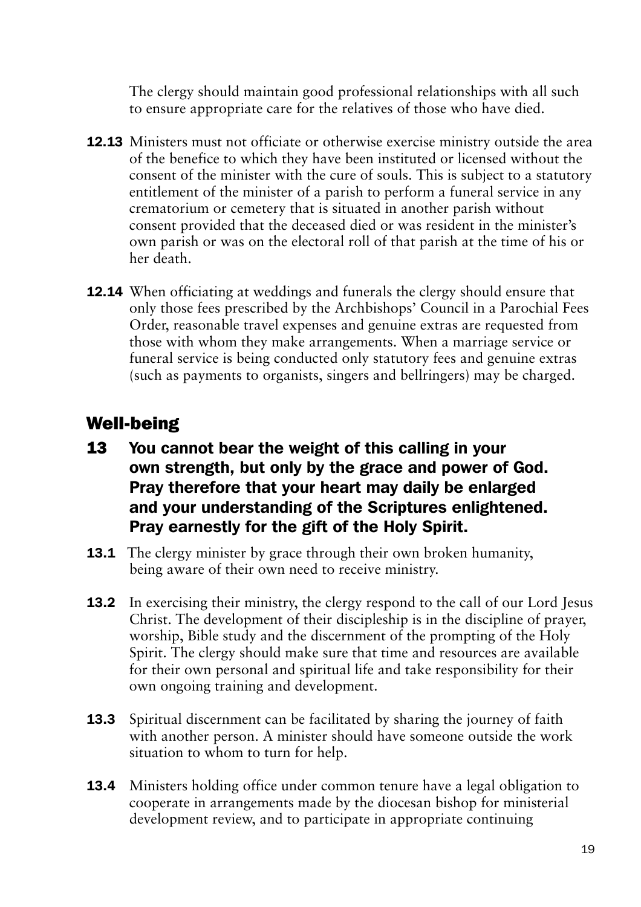The clergy should maintain good professional relationships with all such to ensure appropriate care for the relatives of those who have died.

**12.13** Ministers must not officiate or otherwise exercise ministry outside the area of the benefice to which they have been instituted or licensed without the consent of the minister with the cure of souls. This is subject to a statutory entitlement of the minister of a parish to perform a funeral service in any crematorium or cemetery that is situated in another parish without consent provided that the deceased died or was resident in the minister's own parish or was on the electoral roll of that parish at the time of his or her death.

**12.14** When officiating at weddings and funerals the clergy should ensure that only those fees prescribed by the Archbishops' Council in a Parochial Fees Order, reasonable travel expenses and genuine extras are requested from those with whom they make arrangements. When a marriage service or funeral service is being conducted only statutory fees and genuine extras (such as payments to organists, singers and bellringers) may be charged.

## Well-being

### 13 You cannot bear the weight of this calling in your own strength, but only by the grace and power of God. Pray therefore that your heart may daily be enlarged and your understanding of the Scriptures enlightened. Pray earnestly for the gift of the Holy Spirit.

**13.1** The clergy minister by grace through their own broken humanity, being aware of their own need to receive ministry.

**13.2** In exercising their ministry, the clergy respond to the call of our Lord Jesus Christ. The development of their discipleship is in the discipline of prayer, worship, Bible study and the discernment of the prompting of the Holy Spirit. The clergy should make sure that time and resources are available for their own personal and spiritual life and take responsibility for their own ongoing training and development.

**13.3** Spiritual discernment can be facilitated by sharing the journey of faith with another person. A minister should have someone outside the work situation to whom to turn for help.

**13.4** Ministers holding office under common tenure have a legal obligation to cooperate in arrangements made by the diocesan bishop for ministerial development review, and to participate in appropriate continuing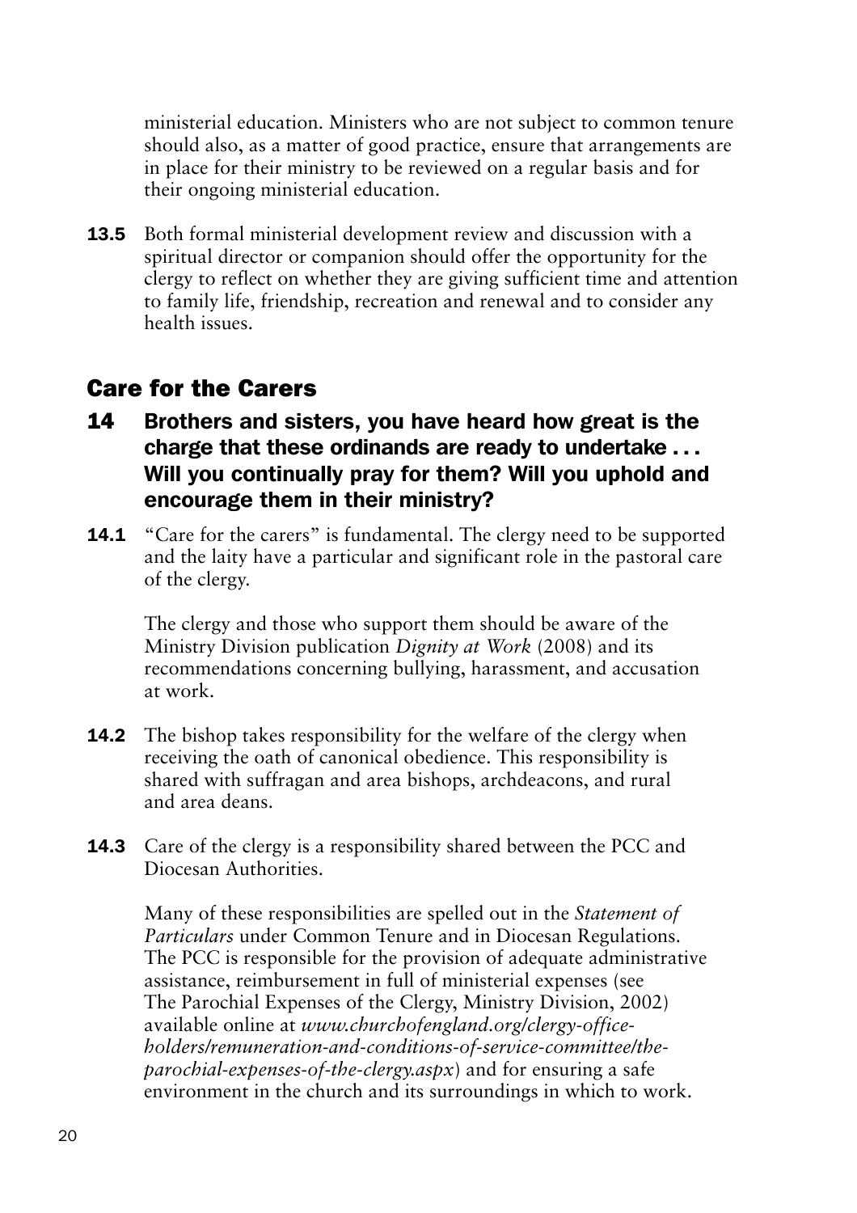ministerial education. Ministers who are not subject to common tenure should also, as a matter of good practice, ensure that arrangements are in place for their ministry to be reviewed on a regular basis and for their ongoing ministerial education.

**13.5** Both formal ministerial development review and discussion with a spiritual director or companion should offer the opportunity for the clergy to reflect on whether they are giving sufficient time and attention to family life, friendship, recreation and renewal and to consider any health issues.

## Care for the Carers

### 14 Brothers and sisters, you have heard how great is the charge that these ordinands are ready to undertake . . . Will you continually pray for them? Will you uphold and encourage them in their ministry?

**14.1** "Care for the carers" is fundamental. The clergy need to be supported and the laity have a particular and significant role in the pastoral care of the clergy.

The clergy and those who support them should be aware of the Ministry Division publication *Dignity at Work* (2008) and its recommendations concerning bullying, harassment, and accusation at work.

**14.2** The bishop takes responsibility for the welfare of the clergy when receiving the oath of canonical obedience. This responsibility is shared with suffragan and area bishops, archdeacons, and rural and area deans.

**14.3** Care of the clergy is a responsibility shared between the PCC and Diocesan Authorities.

Many of these responsibilities are spelled out in the *Statement of Particulars* under Common Tenure and in Diocesan Regulations. The PCC is responsible for the provision of adequate administrative assistance, reimbursement in full of ministerial expenses (see The Parochial Expenses of the Clergy, Ministry Division, 2002) available online at *www.churchofengland.org/clergy-office-holders/remuneration-and-conditions-of-service-committee/the-parochial-expenses-of-the-clergy.aspx*) and for ensuring a safe environment in the church and its surroundings in which to work.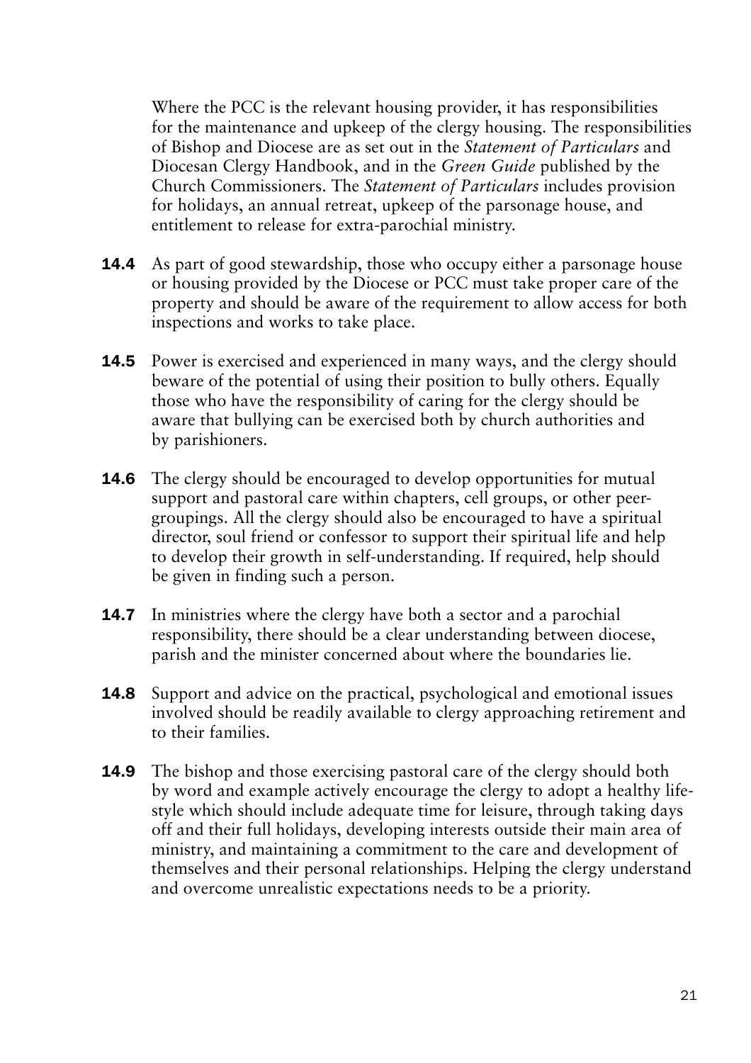Where the PCC is the relevant housing provider, it has responsibilities for the maintenance and upkeep of the clergy housing. The responsibilities of Bishop and Diocese are as set out in the *Statement of Particulars* and Diocesan Clergy Handbook, and in the *Green Guide* published by the Church Commissioners. The *Statement of Particulars* includes provision for holidays, an annual retreat, upkeep of the parsonage house, and entitlement to release for extra-parochial ministry.

**14.4** As part of good stewardship, those who occupy either a parsonage house or housing provided by the Diocese or PCC must take proper care of the property and should be aware of the requirement to allow access for both inspections and works to take place.

**14.5** Power is exercised and experienced in many ways, and the clergy should beware of the potential of using their position to bully others. Equally those who have the responsibility of caring for the clergy should be aware that bullying can be exercised both by church authorities and by parishioners.

**14.6** The clergy should be encouraged to develop opportunities for mutual support and pastoral care within chapters, cell groups, or other peer-groupings. All the clergy should also be encouraged to have a spiritual director, soul friend or confessor to support their spiritual life and help to develop their growth in self-understanding. If required, help should be given in finding such a person.

**14.7** In ministries where the clergy have both a sector and a parochial responsibility, there should be a clear understanding between diocese, parish and the minister concerned about where the boundaries lie.

**14.8** Support and advice on the practical, psychological and emotional issues involved should be readily available to clergy approaching retirement and to their families.

**14.9** The bishop and those exercising pastoral care of the clergy should both by word and example actively encourage the clergy to adopt a healthy life-style which should include adequate time for leisure, through taking days off and their full holidays, developing interests outside their main area of ministry, and maintaining a commitment to the care and development of themselves and their personal relationships. Helping the clergy understand and overcome unrealistic expectations needs to be a priority.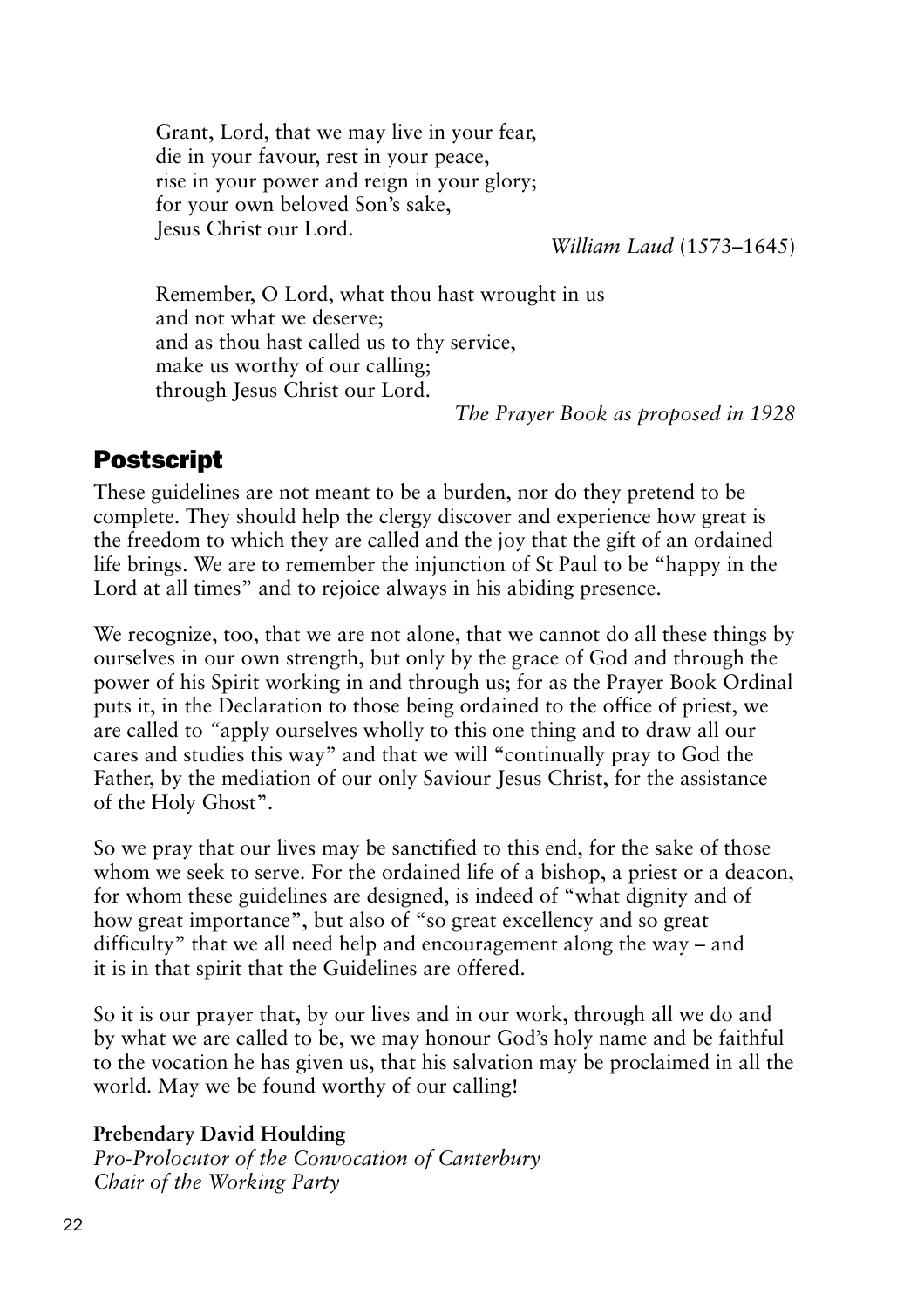Grant, Lord, that we may live in your fear,  
die in your favour, rest in your peace,  
rise in your power and reign in your glory;  
for your own beloved Son's sake,  
Jesus Christ our Lord.

*William Laud* (1573–1645)

Remember, O Lord, what thou hast wrought in us  
and not what we deserve;  
and as thou hast called us to thy service,  
make us worthy of our calling;  
through Jesus Christ our Lord.

*The Prayer Book as proposed in 1928*

## Postscript

These guidelines are not meant to be a burden, nor do they pretend to be complete. They should help the clergy discover and experience how great is the freedom to which they are called and the joy that the gift of an ordained life brings. We are to remember the injunction of St Paul to be "happy in the Lord at all times" and to rejoice always in his abiding presence.

We recognize, too, that we are not alone, that we cannot do all these things by ourselves in our own strength, but only by the grace of God and through the power of his Spirit working in and through us; for as the Prayer Book Ordinal puts it, in the Declaration to those being ordained to the office of priest, we are called to "apply ourselves wholly to this one thing and to draw all our cares and studies this way" and that we will "continually pray to God the Father, by the mediation of our only Saviour Jesus Christ, for the assistance of the Holy Ghost".

So we pray that our lives may be sanctified to this end, for the sake of those whom we seek to serve. For the ordained life of a bishop, a priest or a deacon, for whom these guidelines are designed, is indeed of "what dignity and of how great importance", but also of "so great excellency and so great difficulty" that we all need help and encouragement along the way – and it is in that spirit that the Guidelines are offered.

So it is our prayer that, by our lives and in our work, through all we do and by what we are called to be, we may honour God's holy name and be faithful to the vocation he has given us, that his salvation may be proclaimed in all the world. May we be found worthy of our calling!

**Prebendary David Houlding**  
*Pro-Prolocutor of the Convocation of Canterbury*  
*Chair of the Working Party*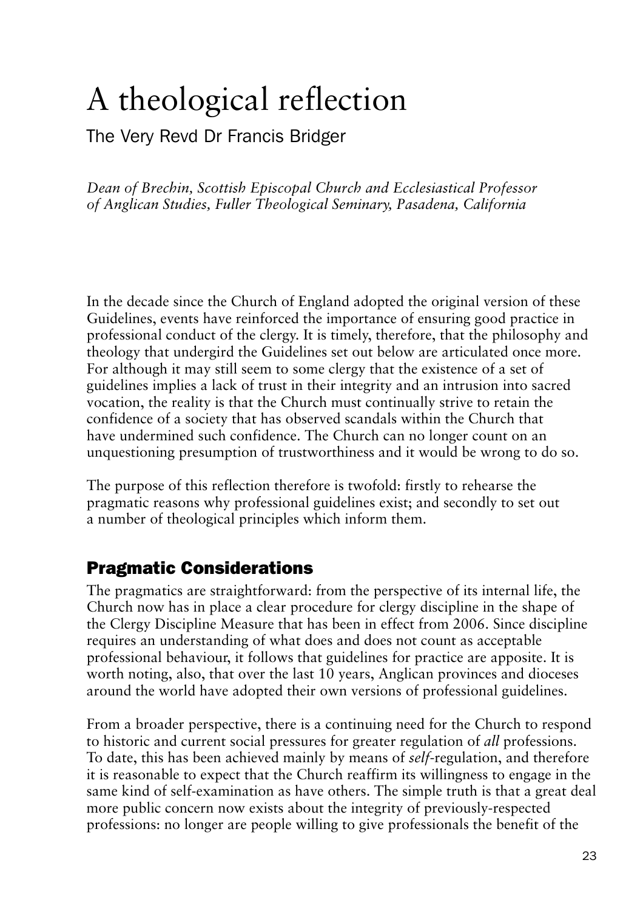# A theological reflection

The Very Revd Dr Francis Bridger

*Dean of Brechin, Scottish Episcopal Church and Ecclesiastical Professor of Anglican Studies, Fuller Theological Seminary, Pasadena, California*

In the decade since the Church of England adopted the original version of these Guidelines, events have reinforced the importance of ensuring good practice in professional conduct of the clergy. It is timely, therefore, that the philosophy and theology that undergird the Guidelines set out below are articulated once more. For although it may still seem to some clergy that the existence of a set of guidelines implies a lack of trust in their integrity and an intrusion into sacred vocation, the reality is that the Church must continually strive to retain the confidence of a society that has observed scandals within the Church that have undermined such confidence. The Church can no longer count on an unquestioning presumption of trustworthiness and it would be wrong to do so.

The purpose of this reflection therefore is twofold: firstly to rehearse the pragmatic reasons why professional guidelines exist; and secondly to set out a number of theological principles which inform them.

## Pragmatic Considerations

The pragmatics are straightforward: from the perspective of its internal life, the Church now has in place a clear procedure for clergy discipline in the shape of the Clergy Discipline Measure that has been in effect from 2006. Since discipline requires an understanding of what does and does not count as acceptable professional behaviour, it follows that guidelines for practice are apposite. It is worth noting, also, that over the last 10 years, Anglican provinces and dioceses around the world have adopted their own versions of professional guidelines.

From a broader perspective, there is a continuing need for the Church to respond to historic and current social pressures for greater regulation of *all* professions. To date, this has been achieved mainly by means of *self*-regulation, and therefore it is reasonable to expect that the Church reaffirm its willingness to engage in the same kind of self-examination as have others. The simple truth is that a great deal more public concern now exists about the integrity of previously-respected professions: no longer are people willing to give professionals the benefit of the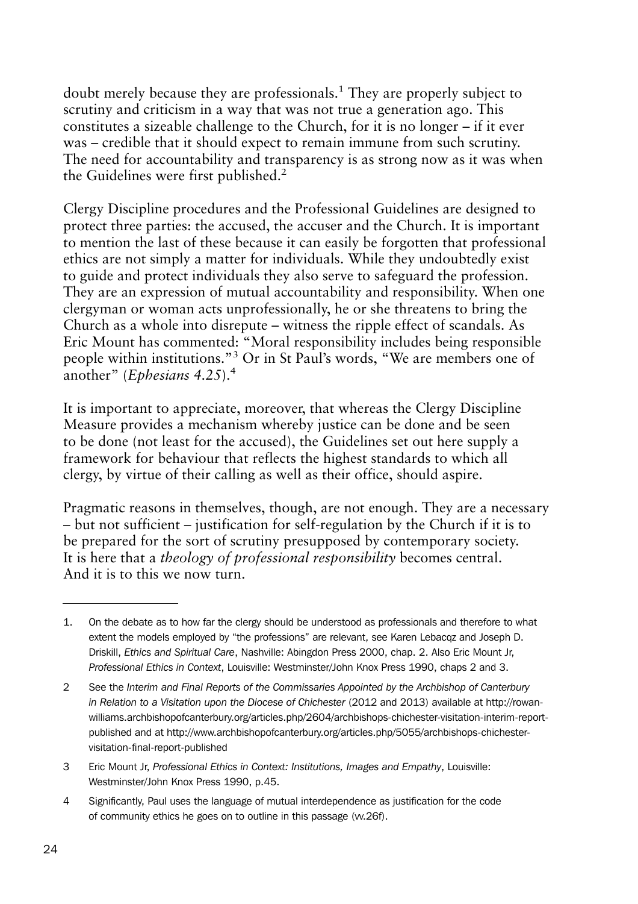doubt merely because they are professionals.[1] They are properly subject to scrutiny and criticism in a way that was not true a generation ago. This constitutes a sizeable challenge to the Church, for it is no longer – if it ever was – credible that it should expect to remain immune from such scrutiny. The need for accountability and transparency is as strong now as it was when the Guidelines were first published.[2]

Clergy Discipline procedures and the Professional Guidelines are designed to protect three parties: the accused, the accuser and the Church. It is important to mention the last of these because it can easily be forgotten that professional ethics are not simply a matter for individuals. While they undoubtedly exist to guide and protect individuals they also serve to safeguard the profession. They are an expression of mutual accountability and responsibility. When one clergyman or woman acts unprofessionally, he or she threatens to bring the Church as a whole into disrepute – witness the ripple effect of scandals. As Eric Mount has commented: "Moral responsibility includes being responsible people within institutions."[3] Or in St Paul's words, "We are members one of another" (*Ephesians 4.25*).[4]

It is important to appreciate, moreover, that whereas the Clergy Discipline Measure provides a mechanism whereby justice can be done and be seen to be done (not least for the accused), the Guidelines set out here supply a framework for behaviour that reflects the highest standards to which all clergy, by virtue of their calling as well as their office, should aspire.

Pragmatic reasons in themselves, though, are not enough. They are a necessary – but not sufficient – justification for self-regulation by the Church if it is to be prepared for the sort of scrutiny presupposed by contemporary society. It is here that a *theology of professional responsibility* becomes central. And it is to this we now turn.

---

1. On the debate as to how far the clergy should be understood as professionals and therefore to what extent the models employed by "the professions" are relevant, see Karen Lebacqz and Joseph D. Driskill, *Ethics and Spiritual Care*, Nashville: Abingdon Press 2000, chap. 2. Also Eric Mount Jr, *Professional Ethics in Context*, Louisville: Westminster/John Knox Press 1990, chaps 2 and 3.

2 See the *Interim and Final Reports of the Commissaries Appointed by the Archbishop of Canterbury in Relation to a Visitation upon the Diocese of Chichester* (2012 and 2013) available at http://rowan-williams.archbishopofcanterbury.org/articles.php/2604/archbishops-chichester-visitation-interim-report-published and at http://www.archbishopofcanterbury.org/articles.php/5055/archbishops-chichester-visitation-final-report-published

3 Eric Mount Jr, *Professional Ethics in Context: Institutions, Images and Empathy*, Louisville: Westminster/John Knox Press 1990, p.45.

4 Significantly, Paul uses the language of mutual interdependence as justification for the code of community ethics he goes on to outline in this passage (vv.26f).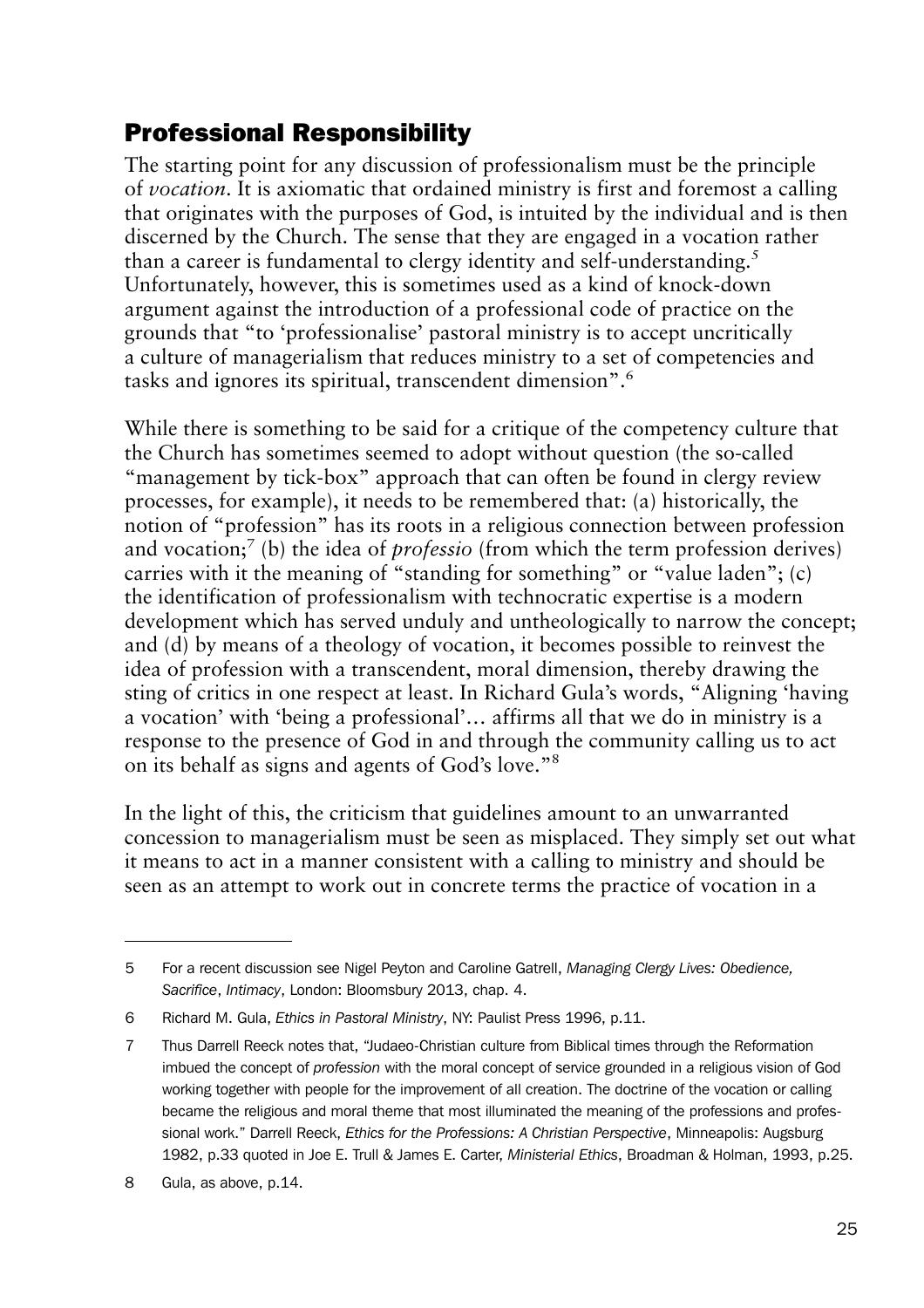## Professional Responsibility

The starting point for any discussion of professionalism must be the principle of *vocation*. It is axiomatic that ordained ministry is first and foremost a calling that originates with the purposes of God, is intuited by the individual and is then discerned by the Church. The sense that they are engaged in a vocation rather than a career is fundamental to clergy identity and self-understanding.[5] Unfortunately, however, this is sometimes used as a kind of knock-down argument against the introduction of a professional code of practice on the grounds that "to 'professionalise' pastoral ministry is to accept uncritically a culture of managerialism that reduces ministry to a set of competencies and tasks and ignores its spiritual, transcendent dimension".[6]

While there is something to be said for a critique of the competency culture that the Church has sometimes seemed to adopt without question (the so-called "management by tick-box" approach that can often be found in clergy review processes, for example), it needs to be remembered that: (a) historically, the notion of "profession" has its roots in a religious connection between profession and vocation;[7] (b) the idea of *professio* (from which the term profession derives) carries with it the meaning of "standing for something" or "value laden"; (c) the identification of professionalism with technocratic expertise is a modern development which has served unduly and untheologically to narrow the concept; and (d) by means of a theology of vocation, it becomes possible to reinvest the idea of profession with a transcendent, moral dimension, thereby drawing the sting of critics in one respect at least. In Richard Gula's words, "Aligning 'having a vocation' with 'being a professional'… affirms all that we do in ministry is a response to the presence of God in and through the community calling us to act on its behalf as signs and agents of God's love."[8]

In the light of this, the criticism that guidelines amount to an unwarranted concession to managerialism must be seen as misplaced. They simply set out what it means to act in a manner consistent with a calling to ministry and should be seen as an attempt to work out in concrete terms the practice of vocation in a

---

5 For a recent discussion see Nigel Peyton and Caroline Gatrell, *Managing Clergy Lives: Obedience, Sacrifice, Intimacy*, London: Bloomsbury 2013, chap. 4.

6 Richard M. Gula, *Ethics in Pastoral Ministry*, NY: Paulist Press 1996, p.11.

7 Thus Darrell Reeck notes that, "Judaeo-Christian culture from Biblical times through the Reformation imbued the concept of *profession* with the moral concept of service grounded in a religious vision of God working together with people for the improvement of all creation. The doctrine of the vocation or calling became the religious and moral theme that most illuminated the meaning of the professions and professional work." Darrell Reeck, *Ethics for the Professions: A Christian Perspective*, Minneapolis: Augsburg 1982, p.33 quoted in Joe E. Trull & James E. Carter, *Ministerial Ethics*, Broadman & Holman, 1993, p.25.

8 Gula, as above, p.14.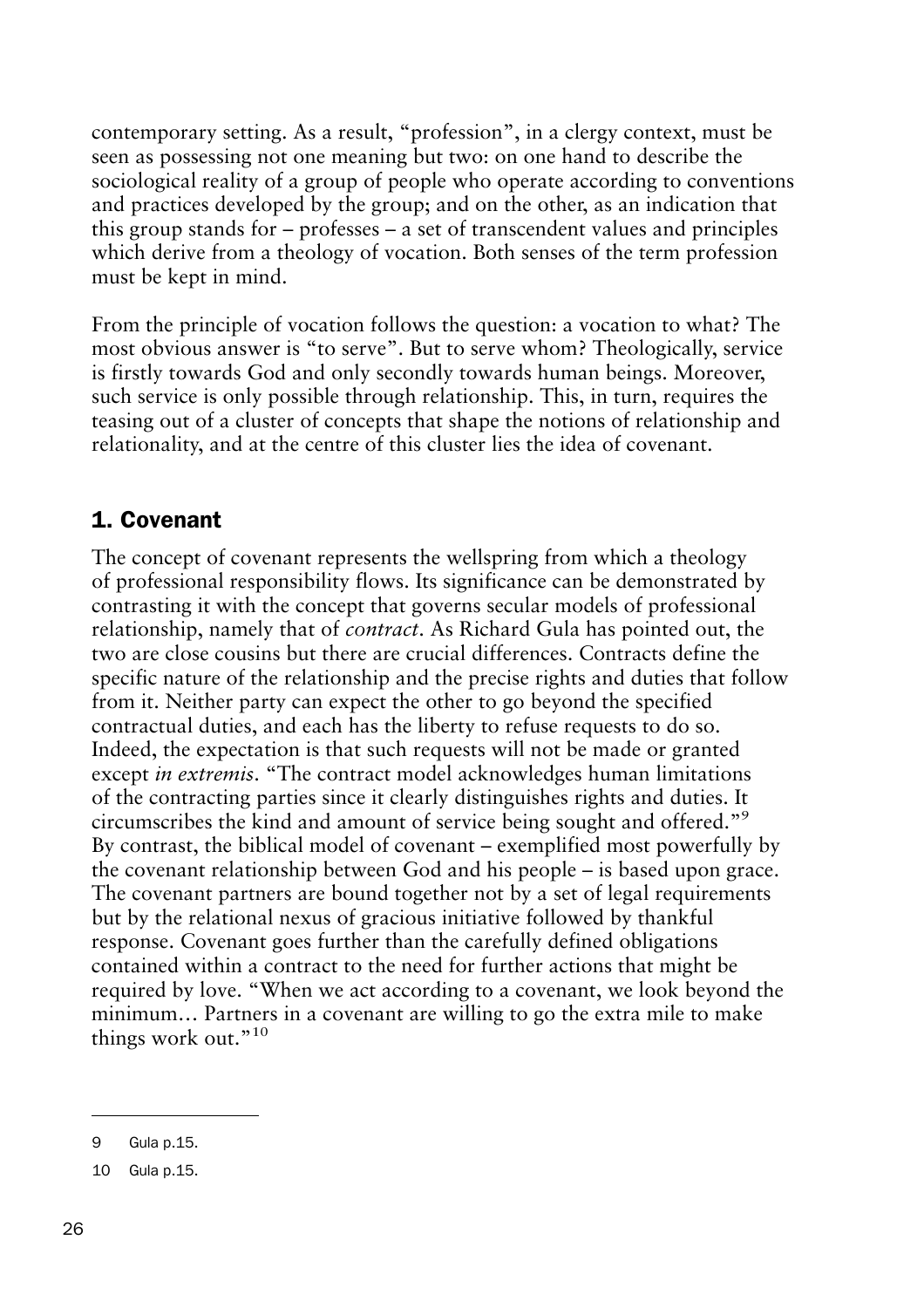contemporary setting. As a result, "profession", in a clergy context, must be seen as possessing not one meaning but two: on one hand to describe the sociological reality of a group of people who operate according to conventions and practices developed by the group; and on the other, as an indication that this group stands for – professes – a set of transcendent values and principles which derive from a theology of vocation. Both senses of the term profession must be kept in mind.

From the principle of vocation follows the question: a vocation to what? The most obvious answer is "to serve". But to serve whom? Theologically, service is firstly towards God and only secondly towards human beings. Moreover, such service is only possible through relationship. This, in turn, requires the teasing out of a cluster of concepts that shape the notions of relationship and relationality, and at the centre of this cluster lies the idea of covenant.

## 1. Covenant

The concept of covenant represents the wellspring from which a theology of professional responsibility flows. Its significance can be demonstrated by contrasting it with the concept that governs secular models of professional relationship, namely that of *contract*. As Richard Gula has pointed out, the two are close cousins but there are crucial differences. Contracts define the specific nature of the relationship and the precise rights and duties that follow from it. Neither party can expect the other to go beyond the specified contractual duties, and each has the liberty to refuse requests to do so. Indeed, the expectation is that such requests will not be made or granted except *in extremis*. "The contract model acknowledges human limitations of the contracting parties since it clearly distinguishes rights and duties. It circumscribes the kind and amount of service being sought and offered."[9] By contrast, the biblical model of covenant – exemplified most powerfully by the covenant relationship between God and his people – is based upon grace. The covenant partners are bound together not by a set of legal requirements but by the relational nexus of gracious initiative followed by thankful response. Covenant goes further than the carefully defined obligations contained within a contract to the need for further actions that might be required by love. "When we act according to a covenant, we look beyond the minimum… Partners in a covenant are willing to go the extra mile to make things work out."[10]

---

9 Gula p.15.

10 Gula p.15.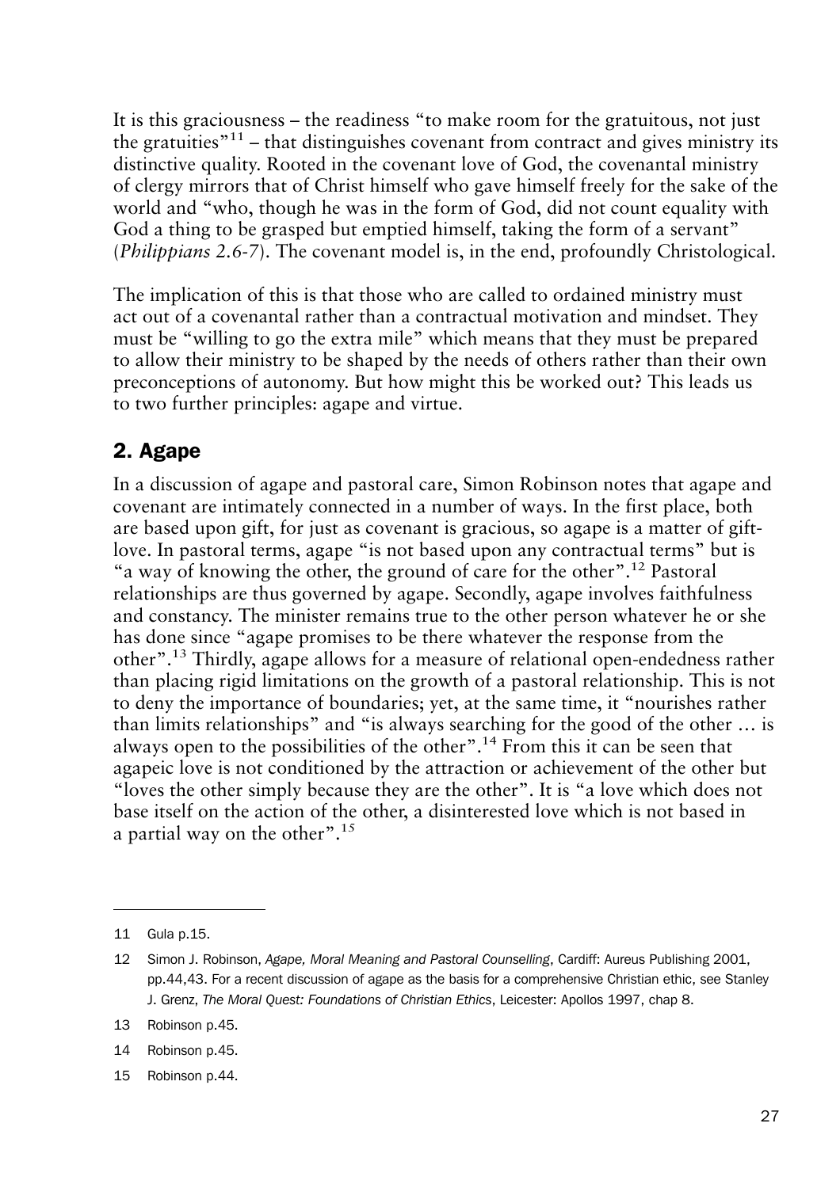It is this graciousness – the readiness "to make room for the gratuitous, not just the gratuities"[11] – that distinguishes covenant from contract and gives ministry its distinctive quality. Rooted in the covenant love of God, the covenantal ministry of clergy mirrors that of Christ himself who gave himself freely for the sake of the world and "who, though he was in the form of God, did not count equality with God a thing to be grasped but emptied himself, taking the form of a servant" (*Philippians 2.6-7*). The covenant model is, in the end, profoundly Christological.

The implication of this is that those who are called to ordained ministry must act out of a covenantal rather than a contractual motivation and mindset. They must be "willing to go the extra mile" which means that they must be prepared to allow their ministry to be shaped by the needs of others rather than their own preconceptions of autonomy. But how might this be worked out? This leads us to two further principles: agape and virtue.

## 2. Agape

In a discussion of agape and pastoral care, Simon Robinson notes that agape and covenant are intimately connected in a number of ways. In the first place, both are based upon gift, for just as covenant is gracious, so agape is a matter of gift-love. In pastoral terms, agape "is not based upon any contractual terms" but is "a way of knowing the other, the ground of care for the other".[12] Pastoral relationships are thus governed by agape. Secondly, agape involves faithfulness and constancy. The minister remains true to the other person whatever he or she has done since "agape promises to be there whatever the response from the other".[13] Thirdly, agape allows for a measure of relational open-endedness rather than placing rigid limitations on the growth of a pastoral relationship. This is not to deny the importance of boundaries; yet, at the same time, it "nourishes rather than limits relationships" and "is always searching for the good of the other … is always open to the possibilities of the other".[14] From this it can be seen that agapeic love is not conditioned by the attraction or achievement of the other but "loves the other simply because they are the other". It is "a love which does not base itself on the action of the other, a disinterested love which is not based in a partial way on the other".[15]

---

11 Gula p.15.

12 Simon J. Robinson, *Agape, Moral Meaning and Pastoral Counselling*, Cardiff: Aureus Publishing 2001, pp.44,43. For a recent discussion of agape as the basis for a comprehensive Christian ethic, see Stanley J. Grenz, *The Moral Quest: Foundations of Christian Ethics*, Leicester: Apollos 1997, chap 8.

13 Robinson p.45.

14 Robinson p.45.

15 Robinson p.44.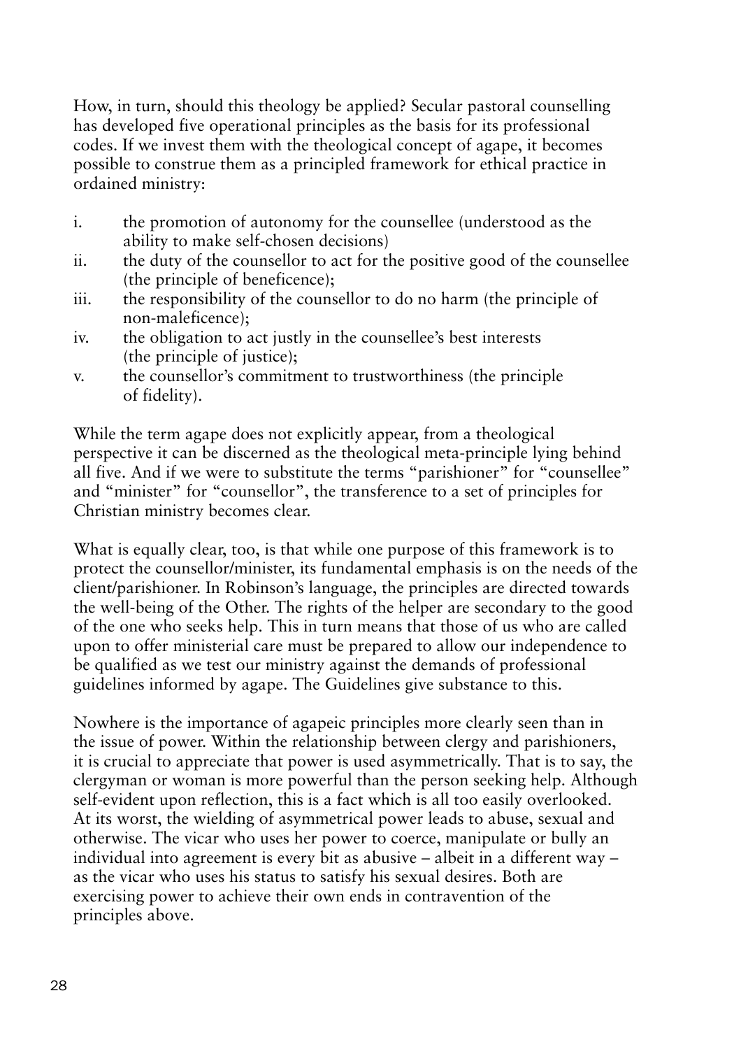How, in turn, should this theology be applied? Secular pastoral counselling has developed five operational principles as the basis for its professional codes. If we invest them with the theological concept of agape, it becomes possible to construe them as a principled framework for ethical practice in ordained ministry:

i. the promotion of autonomy for the counsellee (understood as the ability to make self-chosen decisions)
ii. the duty of the counsellor to act for the positive good of the counsellee (the principle of beneficence);
iii. the responsibility of the counsellor to do no harm (the principle of non-maleficence);
iv. the obligation to act justly in the counsellee's best interests (the principle of justice);
v. the counsellor's commitment to trustworthiness (the principle of fidelity).

While the term agape does not explicitly appear, from a theological perspective it can be discerned as the theological meta-principle lying behind all five. And if we were to substitute the terms "parishioner" for "counsellee" and "minister" for "counsellor", the transference to a set of principles for Christian ministry becomes clear.

What is equally clear, too, is that while one purpose of this framework is to protect the counsellor/minister, its fundamental emphasis is on the needs of the client/parishioner. In Robinson's language, the principles are directed towards the well-being of the Other. The rights of the helper are secondary to the good of the one who seeks help. This in turn means that those of us who are called upon to offer ministerial care must be prepared to allow our independence to be qualified as we test our ministry against the demands of professional guidelines informed by agape. The Guidelines give substance to this.

Nowhere is the importance of agapeic principles more clearly seen than in the issue of power. Within the relationship between clergy and parishioners, it is crucial to appreciate that power is used asymmetrically. That is to say, the clergyman or woman is more powerful than the person seeking help. Although self-evident upon reflection, this is a fact which is all too easily overlooked. At its worst, the wielding of asymmetrical power leads to abuse, sexual and otherwise. The vicar who uses her power to coerce, manipulate or bully an individual into agreement is every bit as abusive – albeit in a different way – as the vicar who uses his status to satisfy his sexual desires. Both are exercising power to achieve their own ends in contravention of the principles above.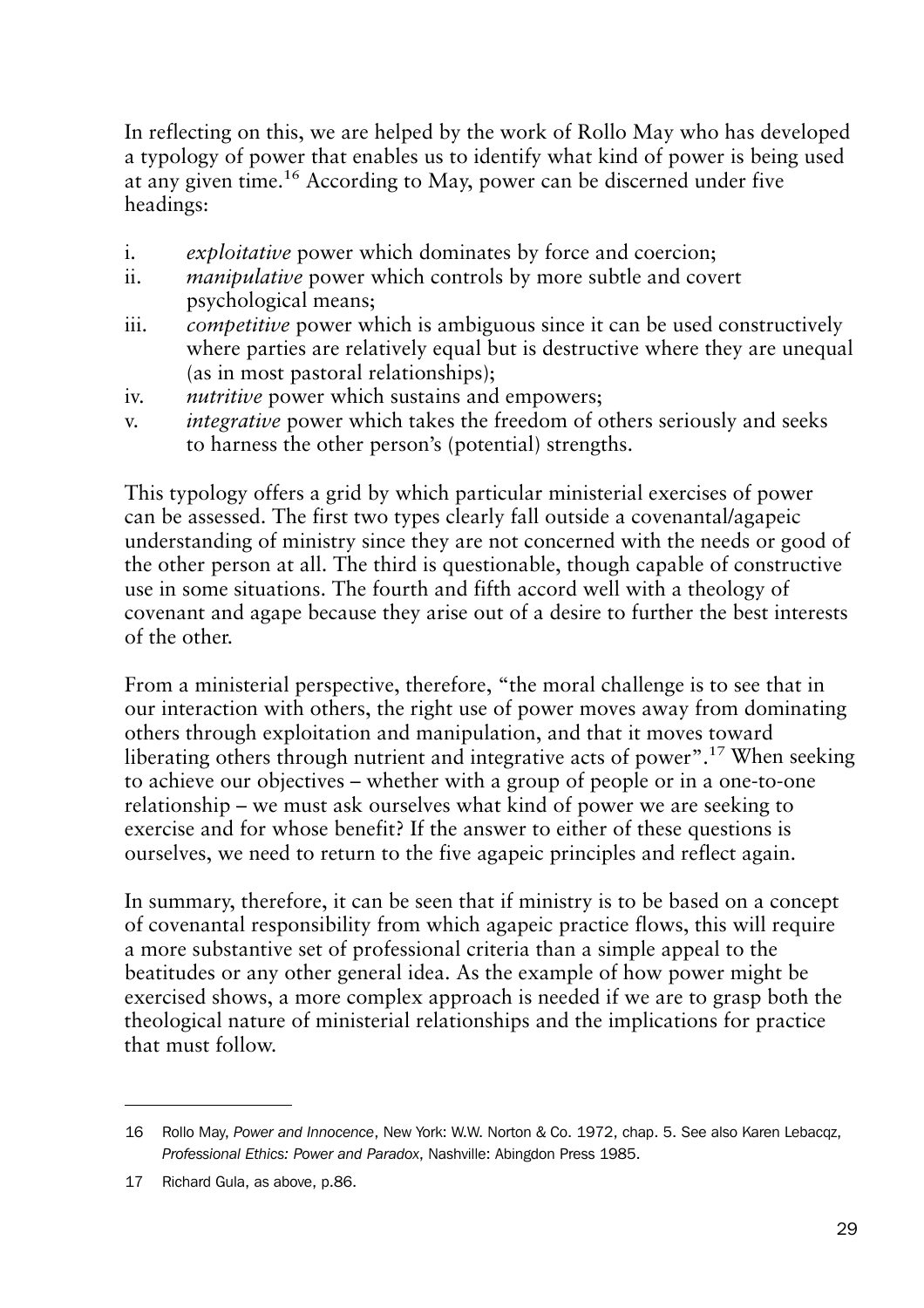In reflecting on this, we are helped by the work of Rollo May who has developed a typology of power that enables us to identify what kind of power is being used at any given time.[16] According to May, power can be discerned under five headings:

i. *exploitative* power which dominates by force and coercion;
ii. *manipulative* power which controls by more subtle and covert psychological means;
iii. *competitive* power which is ambiguous since it can be used constructively where parties are relatively equal but is destructive where they are unequal (as in most pastoral relationships);
iv. *nutritive* power which sustains and empowers;
v. *integrative* power which takes the freedom of others seriously and seeks to harness the other person's (potential) strengths.

This typology offers a grid by which particular ministerial exercises of power can be assessed. The first two types clearly fall outside a covenantal/agapeic understanding of ministry since they are not concerned with the needs or good of the other person at all. The third is questionable, though capable of constructive use in some situations. The fourth and fifth accord well with a theology of covenant and agape because they arise out of a desire to further the best interests of the other.

From a ministerial perspective, therefore, "the moral challenge is to see that in our interaction with others, the right use of power moves away from dominating others through exploitation and manipulation, and that it moves toward liberating others through nutrient and integrative acts of power".[17] When seeking to achieve our objectives – whether with a group of people or in a one-to-one relationship – we must ask ourselves what kind of power we are seeking to exercise and for whose benefit? If the answer to either of these questions is ourselves, we need to return to the five agapeic principles and reflect again.

In summary, therefore, it can be seen that if ministry is to be based on a concept of covenantal responsibility from which agapeic practice flows, this will require a more substantive set of professional criteria than a simple appeal to the beatitudes or any other general idea. As the example of how power might be exercised shows, a more complex approach is needed if we are to grasp both the theological nature of ministerial relationships and the implications for practice that must follow.

---

16 Rollo May, *Power and Innocence*, New York: W.W. Norton & Co. 1972, chap. 5. See also Karen Lebacqz, *Professional Ethics: Power and Paradox*, Nashville: Abingdon Press 1985.

17 Richard Gula, as above, p.86.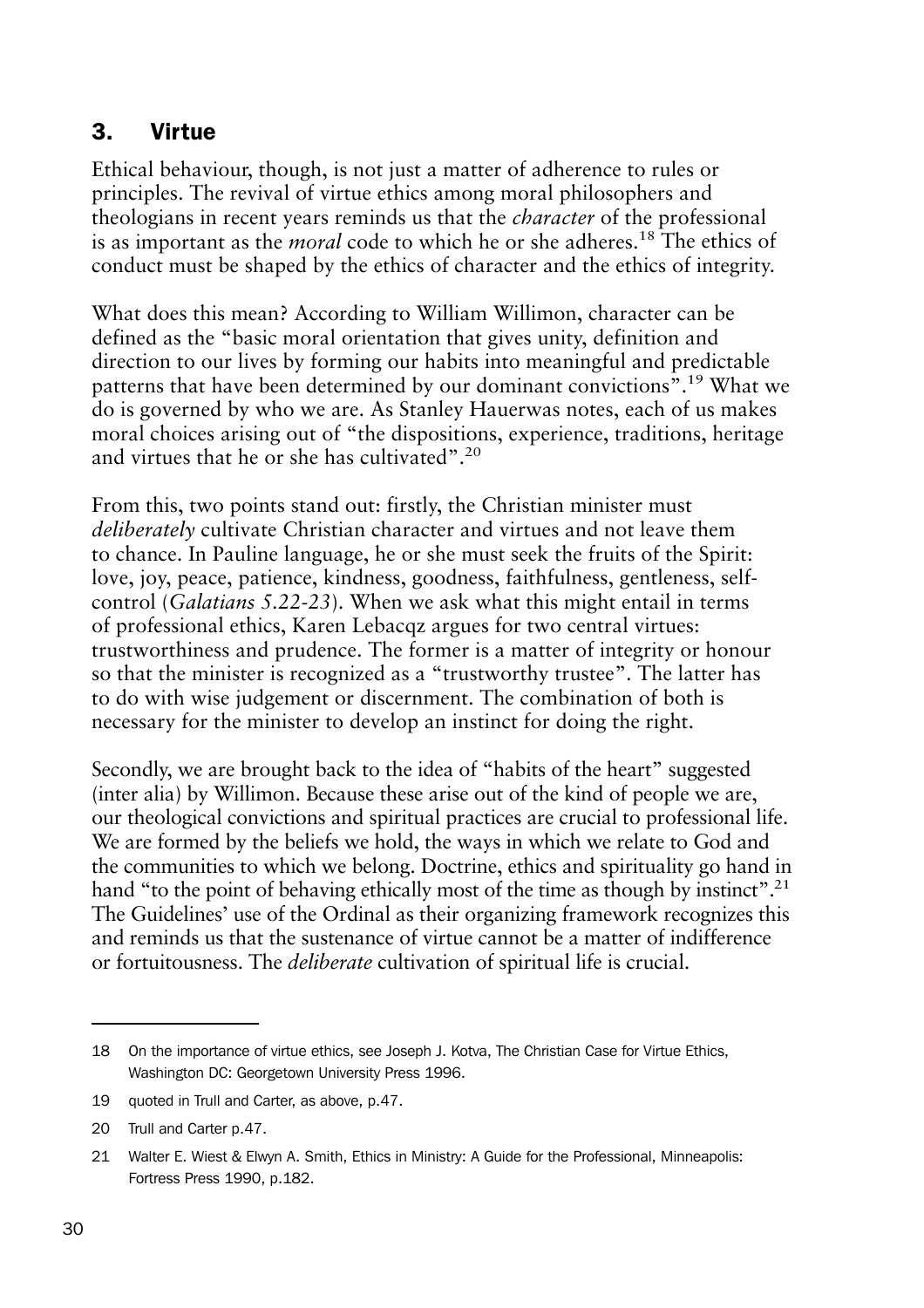## 3. Virtue

Ethical behaviour, though, is not just a matter of adherence to rules or principles. The revival of virtue ethics among moral philosophers and theologians in recent years reminds us that the *character* of the professional is as important as the *moral* code to which he or she adheres.[18] The ethics of conduct must be shaped by the ethics of character and the ethics of integrity.

What does this mean? According to William Willimon, character can be defined as the "basic moral orientation that gives unity, definition and direction to our lives by forming our habits into meaningful and predictable patterns that have been determined by our dominant convictions".[19] What we do is governed by who we are. As Stanley Hauerwas notes, each of us makes moral choices arising out of "the dispositions, experience, traditions, heritage and virtues that he or she has cultivated".[20]

From this, two points stand out: firstly, the Christian minister must *deliberately* cultivate Christian character and virtues and not leave them to chance. In Pauline language, he or she must seek the fruits of the Spirit: love, joy, peace, patience, kindness, goodness, faithfulness, gentleness, self-control (*Galatians 5.22-23*). When we ask what this might entail in terms of professional ethics, Karen Lebacqz argues for two central virtues: trustworthiness and prudence. The former is a matter of integrity or honour so that the minister is recognized as a "trustworthy trustee". The latter has to do with wise judgement or discernment. The combination of both is necessary for the minister to develop an instinct for doing the right.

Secondly, we are brought back to the idea of "habits of the heart" suggested (inter alia) by Willimon. Because these arise out of the kind of people we are, our theological convictions and spiritual practices are crucial to professional life. We are formed by the beliefs we hold, the ways in which we relate to God and the communities to which we belong. Doctrine, ethics and spirituality go hand in hand "to the point of behaving ethically most of the time as though by instinct".[21] The Guidelines' use of the Ordinal as their organizing framework recognizes this and reminds us that the sustenance of virtue cannot be a matter of indifference or fortuitousness. The *deliberate* cultivation of spiritual life is crucial.

---

18 On the importance of virtue ethics, see Joseph J. Kotva, The Christian Case for Virtue Ethics, Washington DC: Georgetown University Press 1996.

19 quoted in Trull and Carter, as above, p.47.

20 Trull and Carter p.47.

21 Walter E. Wiest & Elwyn A. Smith, Ethics in Ministry: A Guide for the Professional, Minneapolis: Fortress Press 1990, p.182.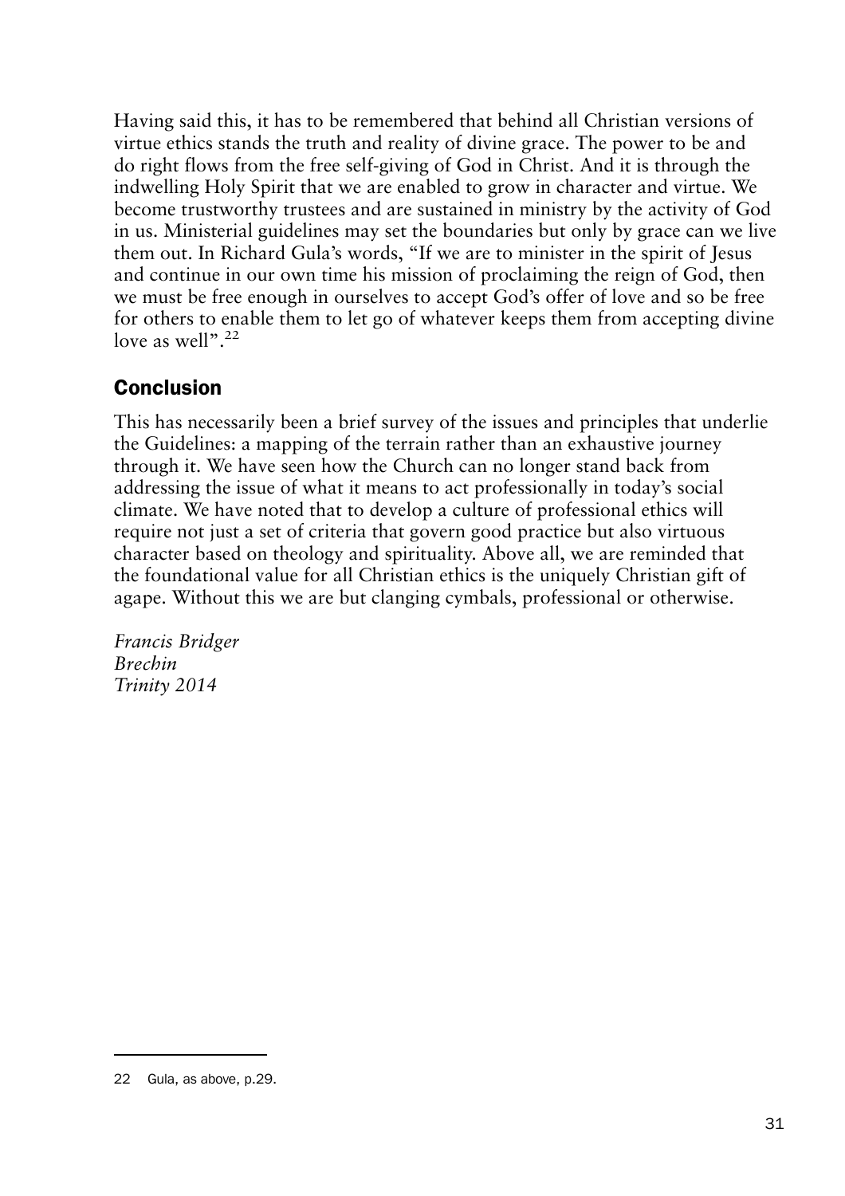Having said this, it has to be remembered that behind all Christian versions of virtue ethics stands the truth and reality of divine grace. The power to be and do right flows from the free self-giving of God in Christ. And it is through the indwelling Holy Spirit that we are enabled to grow in character and virtue. We become trustworthy trustees and are sustained in ministry by the activity of God in us. Ministerial guidelines may set the boundaries but only by grace can we live them out. In Richard Gula's words, "If we are to minister in the spirit of Jesus and continue in our own time his mission of proclaiming the reign of God, then we must be free enough in ourselves to accept God's offer of love and so be free for others to enable them to let go of whatever keeps them from accepting divine love as well".[22]

## Conclusion

This has necessarily been a brief survey of the issues and principles that underlie the Guidelines: a mapping of the terrain rather than an exhaustive journey through it. We have seen how the Church can no longer stand back from addressing the issue of what it means to act professionally in today's social climate. We have noted that to develop a culture of professional ethics will require not just a set of criteria that govern good practice but also virtuous character based on theology and spirituality. Above all, we are reminded that the foundational value for all Christian ethics is the uniquely Christian gift of agape. Without this we are but clanging cymbals, professional or otherwise.

*Francis Bridger*
*Brechin*
*Trinity 2014*

---

22 Gula, as above, p.29.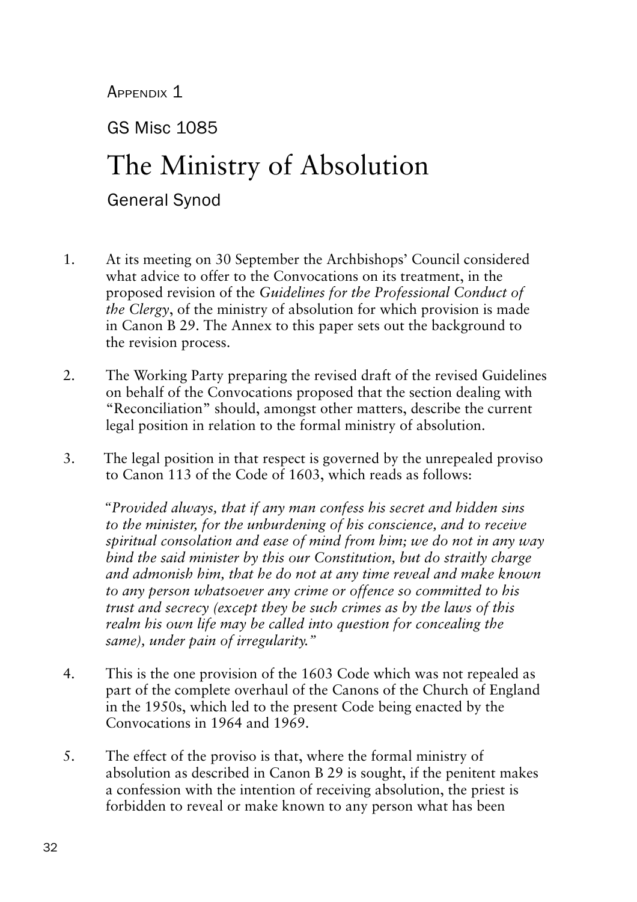Appendix 1

GS Misc 1085

# The Ministry of Absolution

General Synod

1. At its meeting on 30 September the Archbishops' Council considered what advice to offer to the Convocations on its treatment, in the proposed revision of the *Guidelines for the Professional Conduct of the Clergy*, of the ministry of absolution for which provision is made in Canon B 29. The Annex to this paper sets out the background to the revision process.

2. The Working Party preparing the revised draft of the revised Guidelines on behalf of the Convocations proposed that the section dealing with "Reconciliation" should, amongst other matters, describe the current legal position in relation to the formal ministry of absolution.

3. The legal position in that respect is governed by the unrepealed proviso to Canon 113 of the Code of 1603, which reads as follows:

   *"Provided always, that if any man confess his secret and hidden sins to the minister, for the unburdening of his conscience, and to receive spiritual consolation and ease of mind from him; we do not in any way bind the said minister by this our Constitution, but do straitly charge and admonish him, that he do not at any time reveal and make known to any person whatsoever any crime or offence so committed to his trust and secrecy (except they be such crimes as by the laws of this realm his own life may be called into question for concealing the same), under pain of irregularity."*

4. This is the one provision of the 1603 Code which was not repealed as part of the complete overhaul of the Canons of the Church of England in the 1950s, which led to the present Code being enacted by the Convocations in 1964 and 1969.

5. The effect of the proviso is that, where the formal ministry of absolution as described in Canon B 29 is sought, if the penitent makes a confession with the intention of receiving absolution, the priest is forbidden to reveal or make known to any person what has been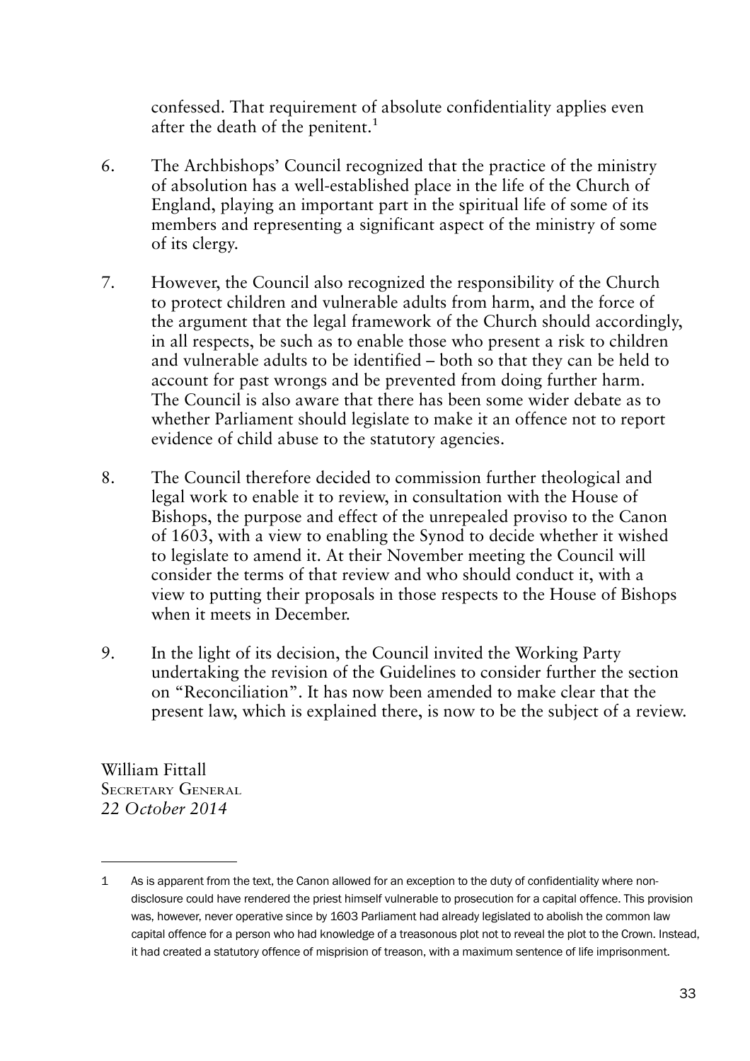confessed. That requirement of absolute confidentiality applies even after the death of the penitent.[1]

6. The Archbishops' Council recognized that the practice of the ministry of absolution has a well-established place in the life of the Church of England, playing an important part in the spiritual life of some of its members and representing a significant aspect of the ministry of some of its clergy.

7. However, the Council also recognized the responsibility of the Church to protect children and vulnerable adults from harm, and the force of the argument that the legal framework of the Church should accordingly, in all respects, be such as to enable those who present a risk to children and vulnerable adults to be identified – both so that they can be held to account for past wrongs and be prevented from doing further harm. The Council is also aware that there has been some wider debate as to whether Parliament should legislate to make it an offence not to report evidence of child abuse to the statutory agencies.

8. The Council therefore decided to commission further theological and legal work to enable it to review, in consultation with the House of Bishops, the purpose and effect of the unrepealed proviso to the Canon of 1603, with a view to enabling the Synod to decide whether it wished to legislate to amend it. At their November meeting the Council will consider the terms of that review and who should conduct it, with a view to putting their proposals in those respects to the House of Bishops when it meets in December.

9. In the light of its decision, the Council invited the Working Party undertaking the revision of the Guidelines to consider further the section on "Reconciliation". It has now been amended to make clear that the present law, which is explained there, is now to be the subject of a review.

William Fittall
Secretary General
*22 October 2014*

---

1 As is apparent from the text, the Canon allowed for an exception to the duty of confidentiality where non-disclosure could have rendered the priest himself vulnerable to prosecution for a capital offence. This provision was, however, never operative since by 1603 Parliament had already legislated to abolish the common law capital offence for a person who had knowledge of a treasonous plot not to reveal the plot to the Crown. Instead, it had created a statutory offence of misprision of treason, with a maximum sentence of life imprisonment.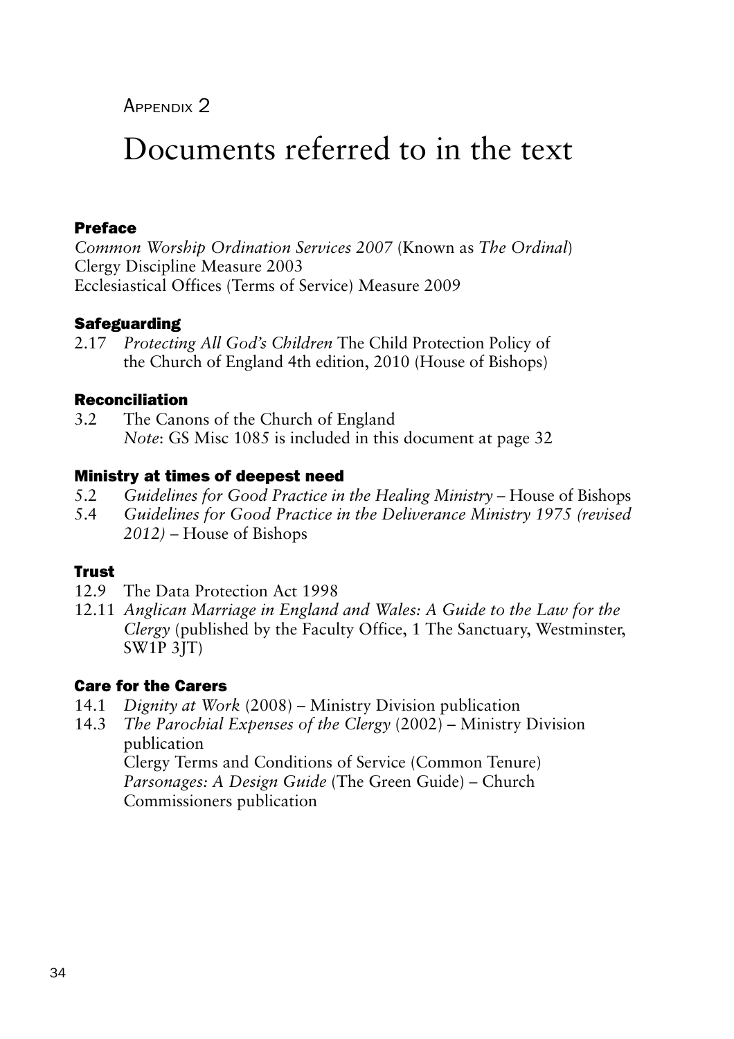Appendix 2

# Documents referred to in the text

### Preface

*Common Worship Ordination Services 2007* (Known as *The Ordinal*)
Clergy Discipline Measure 2003
Ecclesiastical Offices (Terms of Service) Measure 2009

### Safeguarding

2.17 *Protecting All God's Children* The Child Protection Policy of the Church of England 4th edition, 2010 (House of Bishops)

### Reconciliation

3.2 The Canons of the Church of England
*Note*: GS Misc 1085 is included in this document at page 32

### Ministry at times of deepest need

5.2 *Guidelines for Good Practice in the Healing Ministry* – House of Bishops
5.4 *Guidelines for Good Practice in the Deliverance Ministry 1975 (revised 2012)* – House of Bishops

### Trust

12.9 The Data Protection Act 1998
12.11 *Anglican Marriage in England and Wales: A Guide to the Law for the Clergy* (published by the Faculty Office, 1 The Sanctuary, Westminster, SW1P 3JT)

### Care for the Carers

14.1 *Dignity at Work* (2008) – Ministry Division publication
14.3 *The Parochial Expenses of the Clergy* (2002) – Ministry Division publication
Clergy Terms and Conditions of Service (Common Tenure)
*Parsonages: A Design Guide* (The Green Guide) – Church Commissioners publication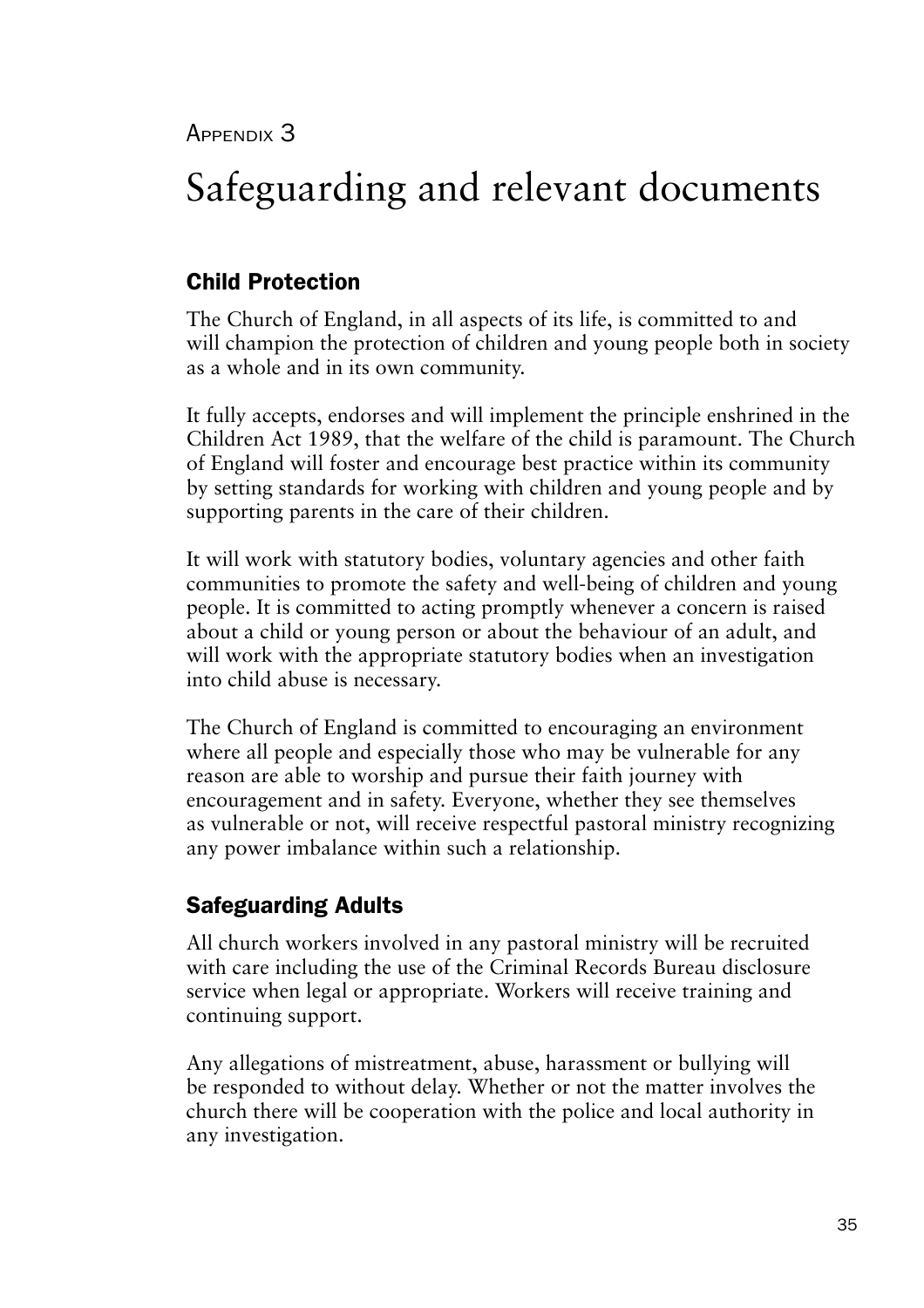Appendix 3

# Safeguarding and relevant documents

## Child Protection

The Church of England, in all aspects of its life, is committed to and will champion the protection of children and young people both in society as a whole and in its own community.

It fully accepts, endorses and will implement the principle enshrined in the Children Act 1989, that the welfare of the child is paramount. The Church of England will foster and encourage best practice within its community by setting standards for working with children and young people and by supporting parents in the care of their children.

It will work with statutory bodies, voluntary agencies and other faith communities to promote the safety and well-being of children and young people. It is committed to acting promptly whenever a concern is raised about a child or young person or about the behaviour of an adult, and will work with the appropriate statutory bodies when an investigation into child abuse is necessary.

The Church of England is committed to encouraging an environment where all people and especially those who may be vulnerable for any reason are able to worship and pursue their faith journey with encouragement and in safety. Everyone, whether they see themselves as vulnerable or not, will receive respectful pastoral ministry recognizing any power imbalance within such a relationship.

## Safeguarding Adults

All church workers involved in any pastoral ministry will be recruited with care including the use of the Criminal Records Bureau disclosure service when legal or appropriate. Workers will receive training and continuing support.

Any allegations of mistreatment, abuse, harassment or bullying will be responded to without delay. Whether or not the matter involves the church there will be cooperation with the police and local authority in any investigation.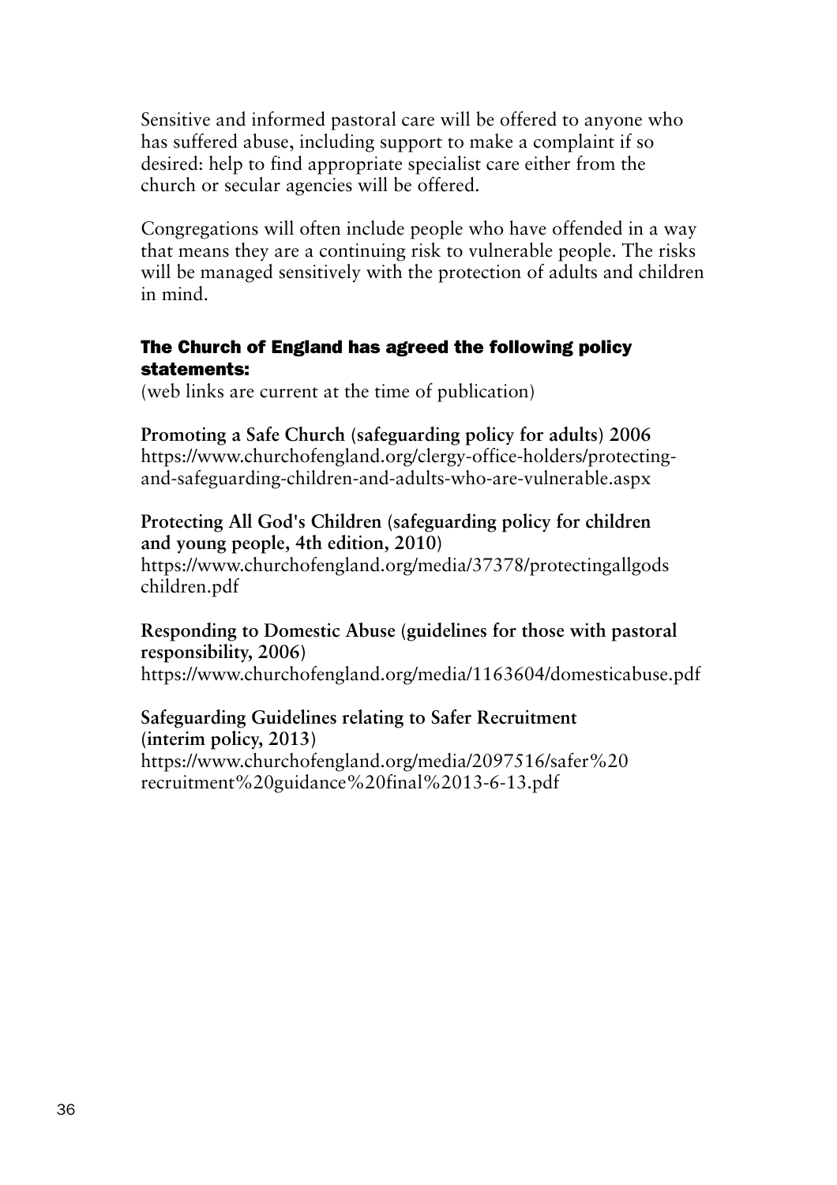Sensitive and informed pastoral care will be offered to anyone who has suffered abuse, including support to make a complaint if so desired: help to find appropriate specialist care either from the church or secular agencies will be offered.

Congregations will often include people who have offended in a way that means they are a continuing risk to vulnerable people. The risks will be managed sensitively with the protection of adults and children in mind.

### The Church of England has agreed the following policy statements:

(web links are current at the time of publication)

**Promoting a Safe Church (safeguarding policy for adults) 2006**
https://www.churchofengland.org/clergy-office-holders/protecting-and-safeguarding-children-and-adults-who-are-vulnerable.aspx

**Protecting All God's Children (safeguarding policy for children and young people, 4th edition, 2010)**
https://www.churchofengland.org/media/37378/protectingallgodschildren.pdf

**Responding to Domestic Abuse (guidelines for those with pastoral responsibility, 2006)**
https://www.churchofengland.org/media/1163604/domesticabuse.pdf

**Safeguarding Guidelines relating to Safer Recruitment (interim policy, 2013)**
https://www.churchofengland.org/media/2097516/safer%20recruitment%20guidance%20final%2013-6-13.pdf